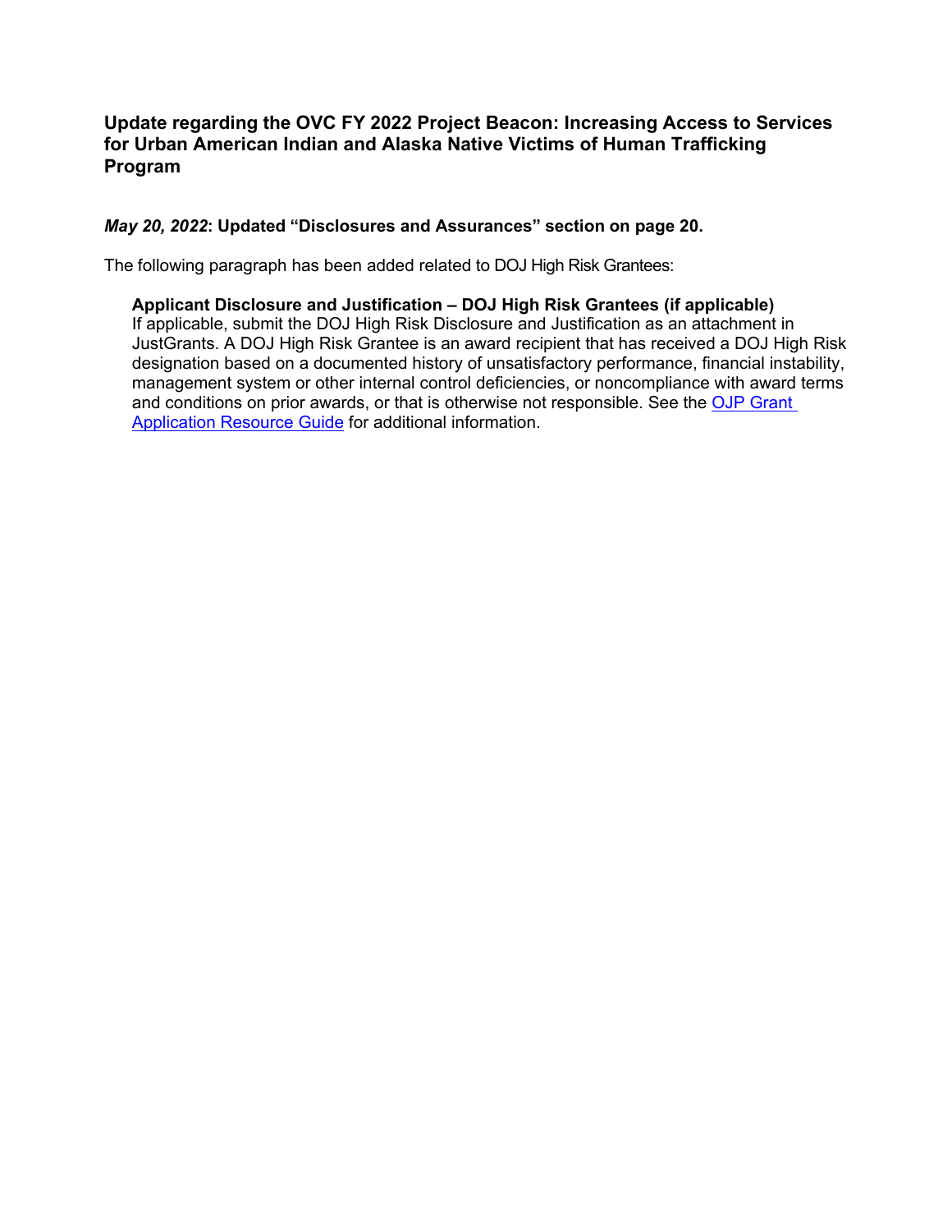## Update regarding the OVC FY 2022 Project Beacon: Increasing Access to Services for Urban American Indian and Alaska Native Victims of Human Trafficking Program

***May 20, 2022*: Updated "Disclosures and Assurances" section on page 20.**

The following paragraph has been added related to DOJ High Risk Grantees:

> **Applicant Disclosure and Justification – DOJ High Risk Grantees (if applicable)**
> If applicable, submit the DOJ High Risk Disclosure and Justification as an attachment in JustGrants. A DOJ High Risk Grantee is an award recipient that has received a DOJ High Risk designation based on a documented history of unsatisfactory performance, financial instability, management system or other internal control deficiencies, or noncompliance with award terms and conditions on prior awards, or that is otherwise not responsible. See the OJP Grant Application Resource Guide for additional information.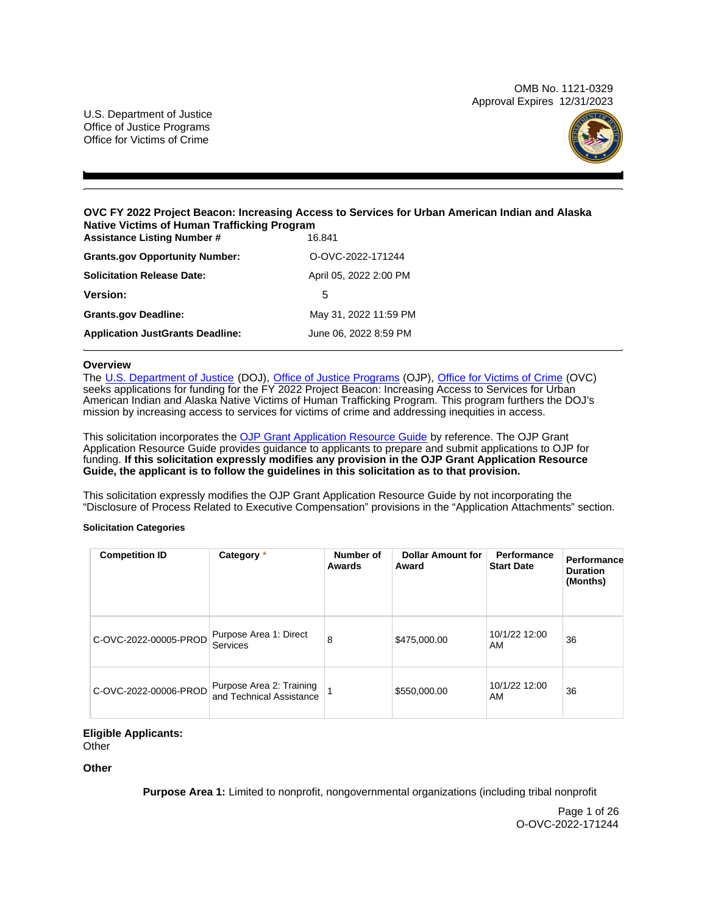OMB No. 1121-0329
Approval Expires 12/31/2023

U.S. Department of Justice
Office of Justice Programs
Office for Victims of Crime

**OVC FY 2022 Project Beacon: Increasing Access to Services for Urban American Indian and Alaska Native Victims of Human Trafficking Program**

| | |
|---|---|
| **Assistance Listing Number #** | 16.841 |
| **Grants.gov Opportunity Number:** | O-OVC-2022-171244 |
| **Solicitation Release Date:** | April 05, 2022 2:00 PM |
| **Version:** | 5 |
| **Grants.gov Deadline:** | May 31, 2022 11:59 PM |
| **Application JustGrants Deadline:** | June 06, 2022 8:59 PM |

## Overview

The U.S. Department of Justice (DOJ), Office of Justice Programs (OJP), Office for Victims of Crime (OVC) seeks applications for funding for the FY 2022 Project Beacon: Increasing Access to Services for Urban American Indian and Alaska Native Victims of Human Trafficking Program. This program furthers the DOJ's mission by increasing access to services for victims of crime and addressing inequities in access.

This solicitation incorporates the OJP Grant Application Resource Guide by reference. The OJP Grant Application Resource Guide provides guidance to applicants to prepare and submit applications to OJP for funding. **If this solicitation expressly modifies any provision in the OJP Grant Application Resource Guide, the applicant is to follow the guidelines in this solicitation as to that provision.**

This solicitation expressly modifies the OJP Grant Application Resource Guide by not incorporating the "Disclosure of Process Related to Executive Compensation" provisions in the "Application Attachments" section.

#### Solicitation Categories

| Competition ID | Category * | Number of Awards | Dollar Amount for Award | Performance Start Date | Performance Duration (Months) |
|---|---|---|---|---|---|
| C-OVC-2022-00005-PROD | Purpose Area 1: Direct Services | 8 | $475,000.00 | 10/1/22 12:00 AM | 36 |
| C-OVC-2022-00006-PROD | Purpose Area 2: Training and Technical Assistance | 1 | $550,000.00 | 10/1/22 12:00 AM | 36 |

**Eligible Applicants:**
Other

**Other**

**Purpose Area 1:** Limited to nonprofit, nongovernmental organizations (including tribal nonprofit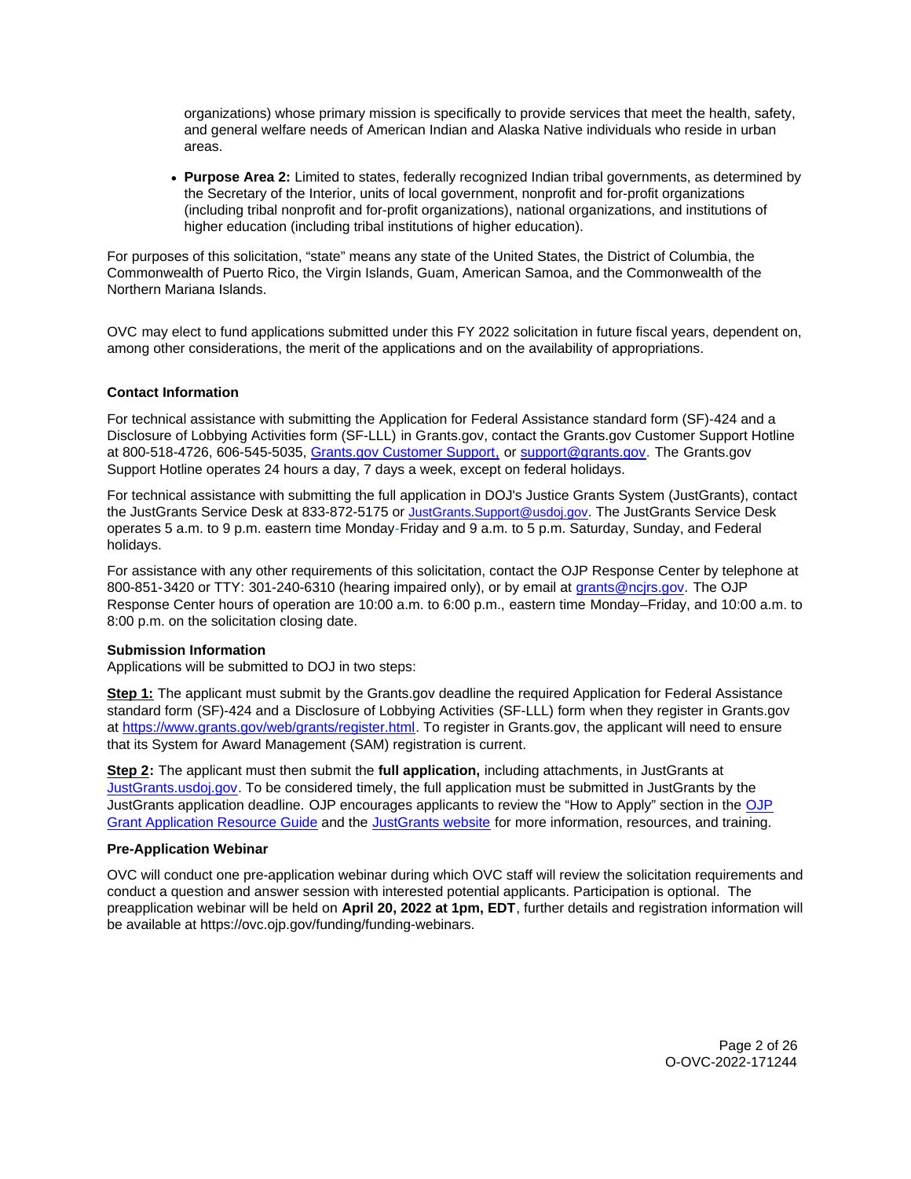organizations) whose primary mission is specifically to provide services that meet the health, safety, and general welfare needs of American Indian and Alaska Native individuals who reside in urban areas.

- **Purpose Area 2:** Limited to states, federally recognized Indian tribal governments, as determined by the Secretary of the Interior, units of local government, nonprofit and for-profit organizations (including tribal nonprofit and for-profit organizations), national organizations, and institutions of higher education (including tribal institutions of higher education).

For purposes of this solicitation, "state" means any state of the United States, the District of Columbia, the Commonwealth of Puerto Rico, the Virgin Islands, Guam, American Samoa, and the Commonwealth of the Northern Mariana Islands.

OVC may elect to fund applications submitted under this FY 2022 solicitation in future fiscal years, dependent on, among other considerations, the merit of the applications and on the availability of appropriations.

**Contact Information**

For technical assistance with submitting the Application for Federal Assistance standard form (SF)-424 and a Disclosure of Lobbying Activities form (SF-LLL) in Grants.gov, contact the Grants.gov Customer Support Hotline at 800-518-4726, 606-545-5035, [Grants.gov Customer Support,](Grants.gov Customer Support) or [support@grants.gov](mailto:support@grants.gov). The Grants.gov Support Hotline operates 24 hours a day, 7 days a week, except on federal holidays.

For technical assistance with submitting the full application in DOJ's Justice Grants System (JustGrants), contact the JustGrants Service Desk at 833-872-5175 or [JustGrants.Support@usdoj.gov](mailto:JustGrants.Support@usdoj.gov). The JustGrants Service Desk operates 5 a.m. to 9 p.m. eastern time Monday-Friday and 9 a.m. to 5 p.m. Saturday, Sunday, and Federal holidays.

For assistance with any other requirements of this solicitation, contact the OJP Response Center by telephone at 800-851-3420 or TTY: 301-240-6310 (hearing impaired only), or by email at [grants@ncjrs.gov](mailto:grants@ncjrs.gov). The OJP Response Center hours of operation are 10:00 a.m. to 6:00 p.m., eastern time Monday–Friday, and 10:00 a.m. to 8:00 p.m. on the solicitation closing date.

**Submission Information**

Applications will be submitted to DOJ in two steps:

**Step 1:** The applicant must submit by the Grants.gov deadline the required Application for Federal Assistance standard form (SF)-424 and a Disclosure of Lobbying Activities (SF-LLL) form when they register in Grants.gov at [https://www.grants.gov/web/grants/register.html](https://www.grants.gov/web/grants/register.html). To register in Grants.gov, the applicant will need to ensure that its System for Award Management (SAM) registration is current.

**Step 2:** The applicant must then submit the **full application,** including attachments, in JustGrants at [JustGrants.usdoj.gov](https://JustGrants.usdoj.gov). To be considered timely, the full application must be submitted in JustGrants by the JustGrants application deadline. OJP encourages applicants to review the "How to Apply" section in the OJP Grant Application Resource Guide and the JustGrants website for more information, resources, and training.

**Pre-Application Webinar**

OVC will conduct one pre-application webinar during which OVC staff will review the solicitation requirements and conduct a question and answer session with interested potential applicants. Participation is optional. The preapplication webinar will be held on **April 20, 2022 at 1pm, EDT**, further details and registration information will be available at https://ovc.ojp.gov/funding/funding-webinars.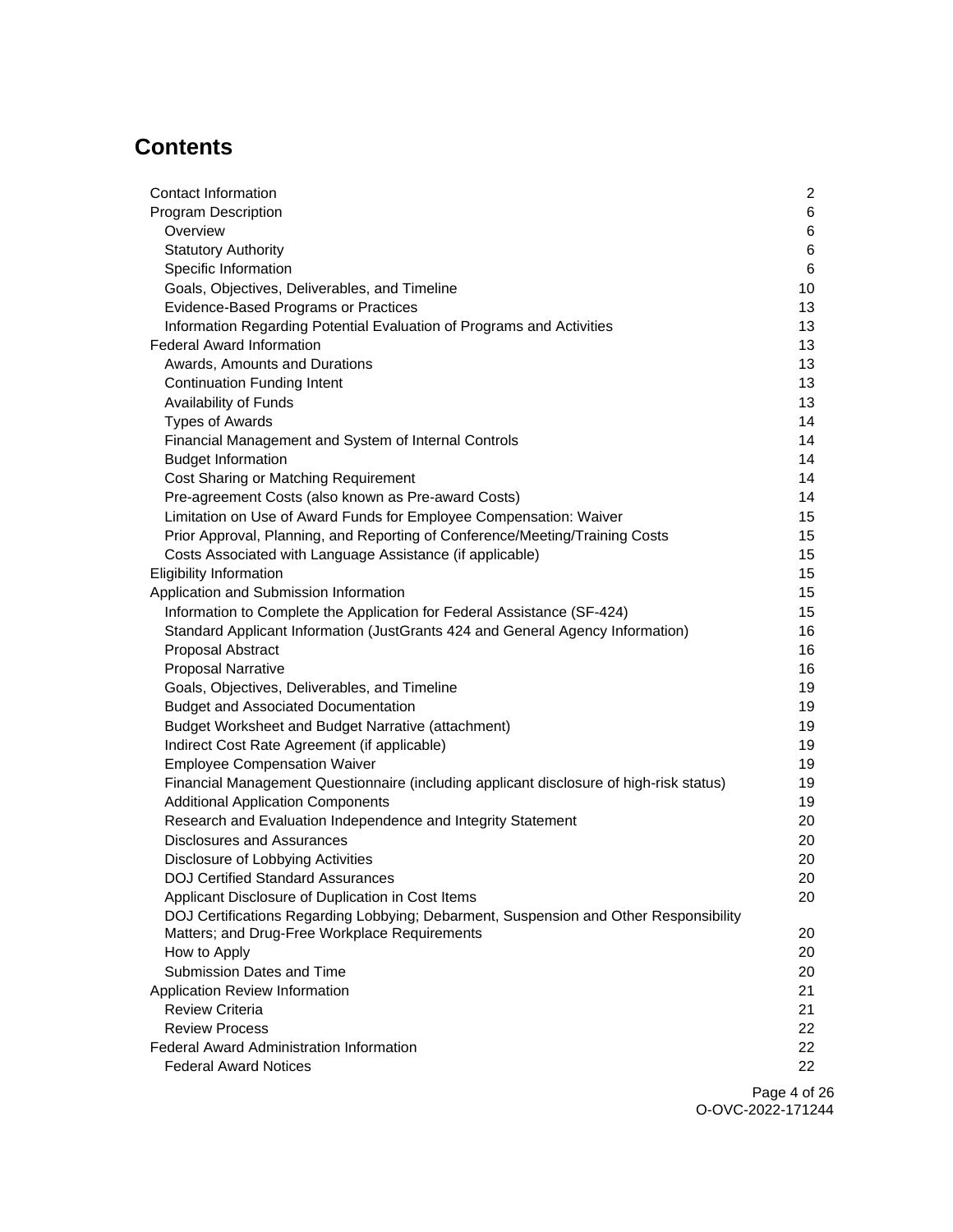# Contents

| | |
|---|---|
| Contact Information | 2 |
| Program Description | 6 |
| &nbsp;&nbsp;Overview | 6 |
| &nbsp;&nbsp;Statutory Authority | 6 |
| &nbsp;&nbsp;Specific Information | 6 |
| &nbsp;&nbsp;Goals, Objectives, Deliverables, and Timeline | 10 |
| &nbsp;&nbsp;Evidence-Based Programs or Practices | 13 |
| &nbsp;&nbsp;Information Regarding Potential Evaluation of Programs and Activities | 13 |
| Federal Award Information | 13 |
| &nbsp;&nbsp;Awards, Amounts and Durations | 13 |
| &nbsp;&nbsp;Continuation Funding Intent | 13 |
| &nbsp;&nbsp;Availability of Funds | 13 |
| &nbsp;&nbsp;Types of Awards | 14 |
| &nbsp;&nbsp;Financial Management and System of Internal Controls | 14 |
| &nbsp;&nbsp;Budget Information | 14 |
| &nbsp;&nbsp;Cost Sharing or Matching Requirement | 14 |
| &nbsp;&nbsp;Pre-agreement Costs (also known as Pre-award Costs) | 14 |
| &nbsp;&nbsp;Limitation on Use of Award Funds for Employee Compensation: Waiver | 15 |
| &nbsp;&nbsp;Prior Approval, Planning, and Reporting of Conference/Meeting/Training Costs | 15 |
| &nbsp;&nbsp;Costs Associated with Language Assistance (if applicable) | 15 |
| Eligibility Information | 15 |
| Application and Submission Information | 15 |
| &nbsp;&nbsp;Information to Complete the Application for Federal Assistance (SF-424) | 15 |
| &nbsp;&nbsp;Standard Applicant Information (JustGrants 424 and General Agency Information) | 16 |
| &nbsp;&nbsp;Proposal Abstract | 16 |
| &nbsp;&nbsp;Proposal Narrative | 16 |
| &nbsp;&nbsp;Goals, Objectives, Deliverables, and Timeline | 19 |
| &nbsp;&nbsp;Budget and Associated Documentation | 19 |
| &nbsp;&nbsp;Budget Worksheet and Budget Narrative (attachment) | 19 |
| &nbsp;&nbsp;Indirect Cost Rate Agreement (if applicable) | 19 |
| &nbsp;&nbsp;Employee Compensation Waiver | 19 |
| &nbsp;&nbsp;Financial Management Questionnaire (including applicant disclosure of high-risk status) | 19 |
| &nbsp;&nbsp;Additional Application Components | 19 |
| &nbsp;&nbsp;Research and Evaluation Independence and Integrity Statement | 20 |
| &nbsp;&nbsp;Disclosures and Assurances | 20 |
| &nbsp;&nbsp;Disclosure of Lobbying Activities | 20 |
| &nbsp;&nbsp;DOJ Certified Standard Assurances | 20 |
| &nbsp;&nbsp;Applicant Disclosure of Duplication in Cost Items | 20 |
| &nbsp;&nbsp;DOJ Certifications Regarding Lobbying; Debarment, Suspension and Other Responsibility Matters; and Drug-Free Workplace Requirements | 20 |
| &nbsp;&nbsp;How to Apply | 20 |
| &nbsp;&nbsp;Submission Dates and Time | 20 |
| Application Review Information | 21 |
| &nbsp;&nbsp;Review Criteria | 21 |
| &nbsp;&nbsp;Review Process | 22 |
| Federal Award Administration Information | 22 |
| &nbsp;&nbsp;Federal Award Notices | 22 |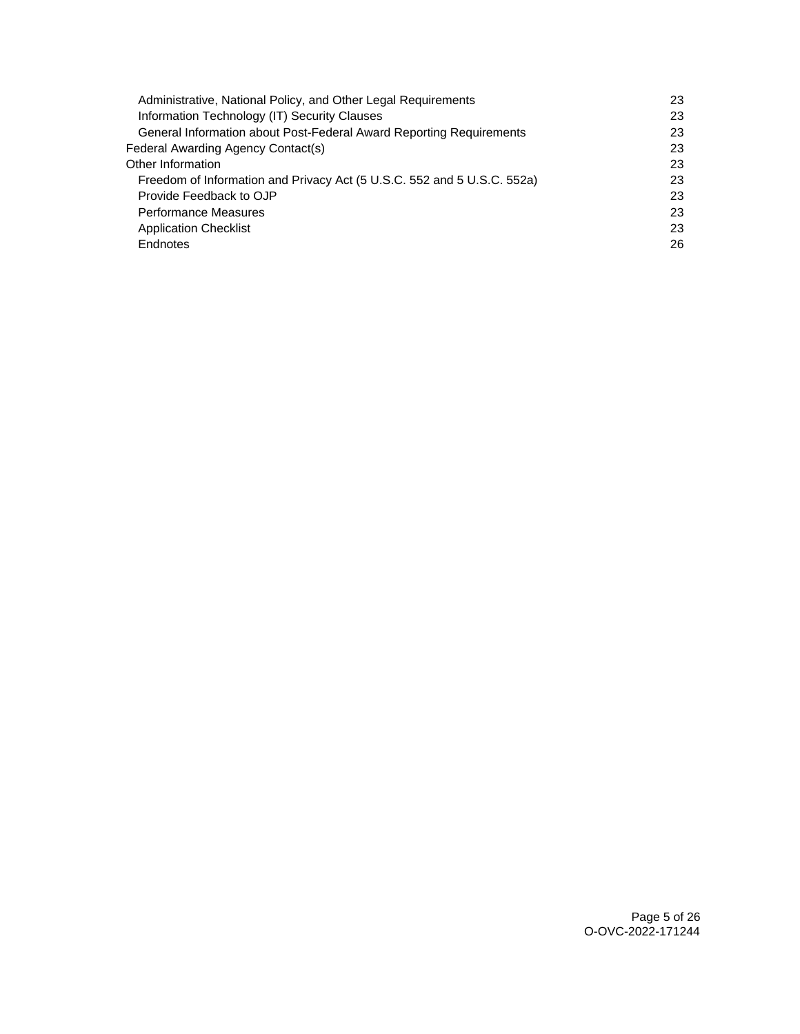| | |
|---|---|
| Administrative, National Policy, and Other Legal Requirements | 23 |
| Information Technology (IT) Security Clauses | 23 |
| General Information about Post-Federal Award Reporting Requirements | 23 |
| Federal Awarding Agency Contact(s) | 23 |
| Other Information | 23 |
| Freedom of Information and Privacy Act (5 U.S.C. 552 and 5 U.S.C. 552a) | 23 |
| Provide Feedback to OJP | 23 |
| Performance Measures | 23 |
| Application Checklist | 23 |
| Endnotes | 26 |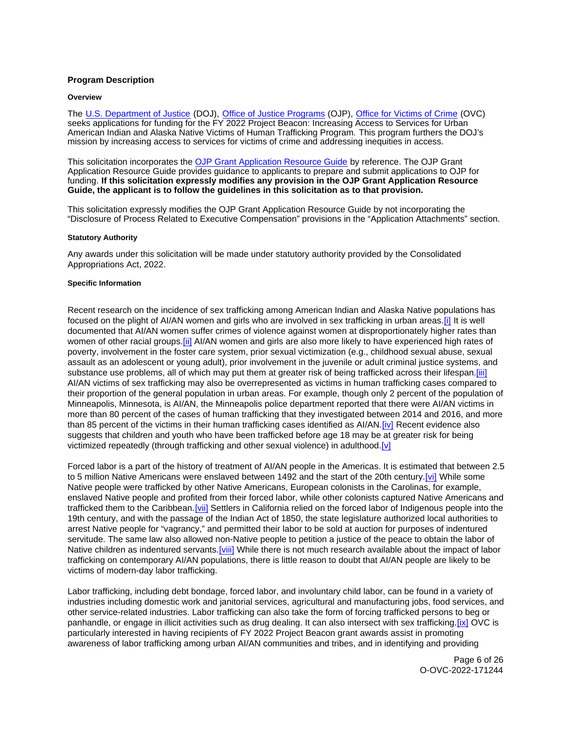## Program Description

### Overview

The U.S. Department of Justice (DOJ), Office of Justice Programs (OJP), Office for Victims of Crime (OVC) seeks applications for funding for the FY 2022 Project Beacon: Increasing Access to Services for Urban American Indian and Alaska Native Victims of Human Trafficking Program. This program furthers the DOJ's mission by increasing access to services for victims of crime and addressing inequities in access.

This solicitation incorporates the OJP Grant Application Resource Guide by reference. The OJP Grant Application Resource Guide provides guidance to applicants to prepare and submit applications to OJP for funding. **If this solicitation expressly modifies any provision in the OJP Grant Application Resource Guide, the applicant is to follow the guidelines in this solicitation as to that provision.**

This solicitation expressly modifies the OJP Grant Application Resource Guide by not incorporating the "Disclosure of Process Related to Executive Compensation" provisions in the "Application Attachments" section.

### Statutory Authority

Any awards under this solicitation will be made under statutory authority provided by the Consolidated Appropriations Act, 2022.

### Specific Information

Recent research on the incidence of sex trafficking among American Indian and Alaska Native populations has focused on the plight of AI/AN women and girls who are involved in sex trafficking in urban areas.[i] It is well documented that AI/AN women suffer crimes of violence against women at disproportionately higher rates than women of other racial groups.[ii] AI/AN women and girls are also more likely to have experienced high rates of poverty, involvement in the foster care system, prior sexual victimization (e.g., childhood sexual abuse, sexual assault as an adolescent or young adult), prior involvement in the juvenile or adult criminal justice systems, and substance use problems, all of which may put them at greater risk of being trafficked across their lifespan.[iii] AI/AN victims of sex trafficking may also be overrepresented as victims in human trafficking cases compared to their proportion of the general population in urban areas. For example, though only 2 percent of the population of Minneapolis, Minnesota, is AI/AN, the Minneapolis police department reported that there were AI/AN victims in more than 80 percent of the cases of human trafficking that they investigated between 2014 and 2016, and more than 85 percent of the victims in their human trafficking cases identified as AI/AN.[iv] Recent evidence also suggests that children and youth who have been trafficked before age 18 may be at greater risk for being victimized repeatedly (through trafficking and other sexual violence) in adulthood.[v]

Forced labor is a part of the history of treatment of AI/AN people in the Americas. It is estimated that between 2.5 to 5 million Native Americans were enslaved between 1492 and the start of the 20th century.[vi] While some Native people were trafficked by other Native Americans, European colonists in the Carolinas, for example, enslaved Native people and profited from their forced labor, while other colonists captured Native Americans and trafficked them to the Caribbean.[vii] Settlers in California relied on the forced labor of Indigenous people into the 19th century, and with the passage of the Indian Act of 1850, the state legislature authorized local authorities to arrest Native people for "vagrancy," and permitted their labor to be sold at auction for purposes of indentured servitude. The same law also allowed non-Native people to petition a justice of the peace to obtain the labor of Native children as indentured servants.[viii] While there is not much research available about the impact of labor trafficking on contemporary AI/AN populations, there is little reason to doubt that AI/AN people are likely to be victims of modern-day labor trafficking.

Labor trafficking, including debt bondage, forced labor, and involuntary child labor, can be found in a variety of industries including domestic work and janitorial services, agricultural and manufacturing jobs, food services, and other service-related industries. Labor trafficking can also take the form of forcing trafficked persons to beg or panhandle, or engage in illicit activities such as drug dealing. It can also intersect with sex trafficking.[ix] OVC is particularly interested in having recipients of FY 2022 Project Beacon grant awards assist in promoting awareness of labor trafficking among urban AI/AN communities and tribes, and in identifying and providing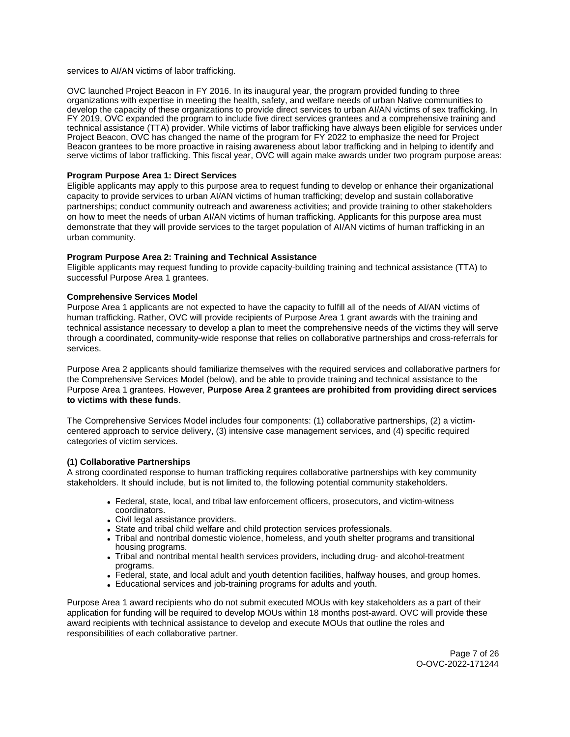services to AI/AN victims of labor trafficking.

OVC launched Project Beacon in FY 2016. In its inaugural year, the program provided funding to three organizations with expertise in meeting the health, safety, and welfare needs of urban Native communities to develop the capacity of these organizations to provide direct services to urban AI/AN victims of sex trafficking. In FY 2019, OVC expanded the program to include five direct services grantees and a comprehensive training and technical assistance (TTA) provider. While victims of labor trafficking have always been eligible for services under Project Beacon, OVC has changed the name of the program for FY 2022 to emphasize the need for Project Beacon grantees to be more proactive in raising awareness about labor trafficking and in helping to identify and serve victims of labor trafficking. This fiscal year, OVC will again make awards under two program purpose areas:

**Program Purpose Area 1: Direct Services**

Eligible applicants may apply to this purpose area to request funding to develop or enhance their organizational capacity to provide services to urban AI/AN victims of human trafficking; develop and sustain collaborative partnerships; conduct community outreach and awareness activities; and provide training to other stakeholders on how to meet the needs of urban AI/AN victims of human trafficking. Applicants for this purpose area must demonstrate that they will provide services to the target population of AI/AN victims of human trafficking in an urban community.

**Program Purpose Area 2: Training and Technical Assistance**

Eligible applicants may request funding to provide capacity-building training and technical assistance (TTA) to successful Purpose Area 1 grantees.

**Comprehensive Services Model**

Purpose Area 1 applicants are not expected to have the capacity to fulfill all of the needs of AI/AN victims of human trafficking. Rather, OVC will provide recipients of Purpose Area 1 grant awards with the training and technical assistance necessary to develop a plan to meet the comprehensive needs of the victims they will serve through a coordinated, community-wide response that relies on collaborative partnerships and cross-referrals for services.

Purpose Area 2 applicants should familiarize themselves with the required services and collaborative partners for the Comprehensive Services Model (below), and be able to provide training and technical assistance to the Purpose Area 1 grantees. However, **Purpose Area 2 grantees are prohibited from providing direct services to victims with these funds**.

The Comprehensive Services Model includes four components: (1) collaborative partnerships, (2) a victim-centered approach to service delivery, (3) intensive case management services, and (4) specific required categories of victim services.

**(1) Collaborative Partnerships**

A strong coordinated response to human trafficking requires collaborative partnerships with key community stakeholders. It should include, but is not limited to, the following potential community stakeholders.

- Federal, state, local, and tribal law enforcement officers, prosecutors, and victim-witness coordinators.
- Civil legal assistance providers.
- State and tribal child welfare and child protection services professionals.
- Tribal and nontribal domestic violence, homeless, and youth shelter programs and transitional housing programs.
- Tribal and nontribal mental health services providers, including drug- and alcohol-treatment programs.
- Federal, state, and local adult and youth detention facilities, halfway houses, and group homes.
- Educational services and job-training programs for adults and youth.

Purpose Area 1 award recipients who do not submit executed MOUs with key stakeholders as a part of their application for funding will be required to develop MOUs within 18 months post-award. OVC will provide these award recipients with technical assistance to develop and execute MOUs that outline the roles and responsibilities of each collaborative partner.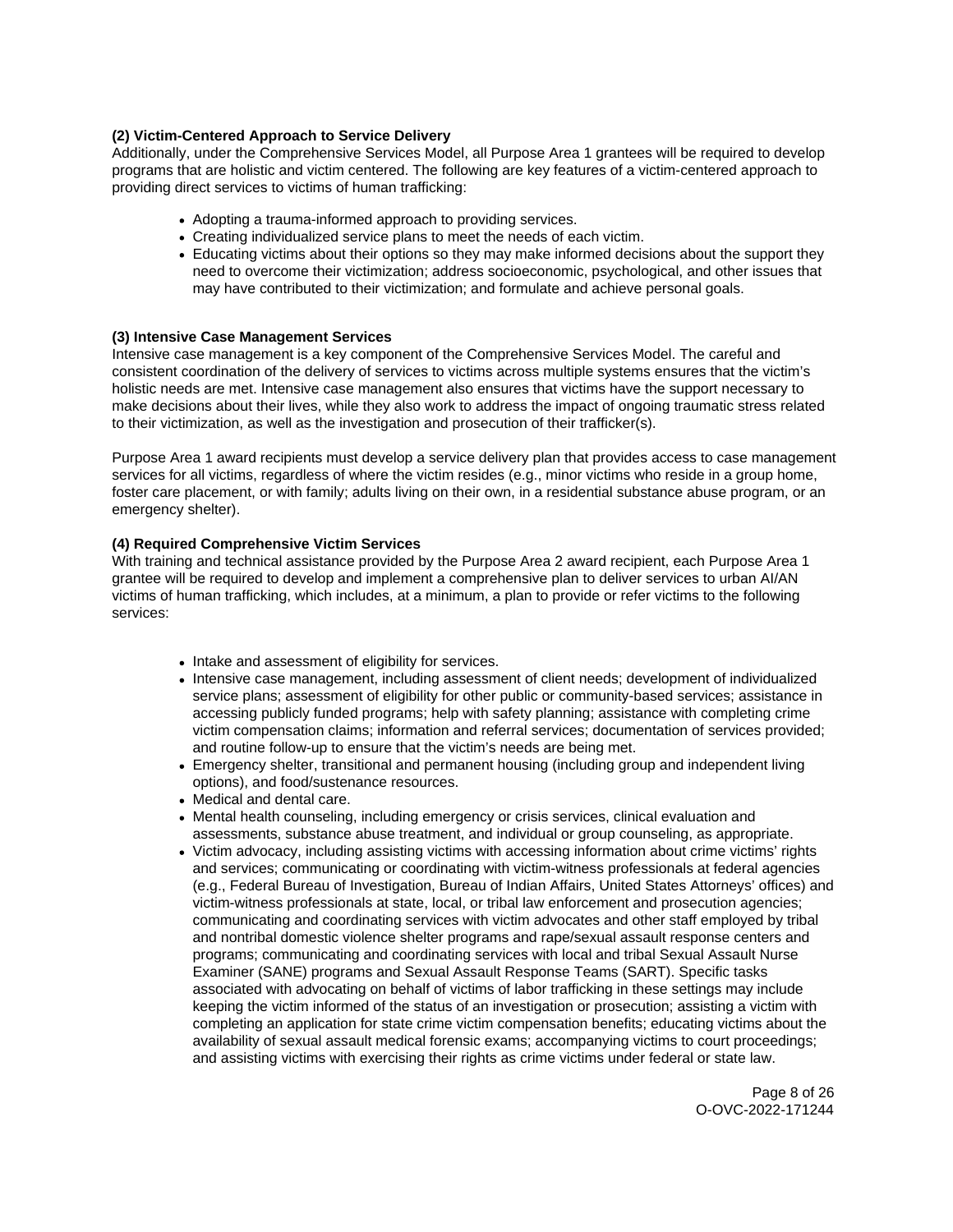**(2) Victim-Centered Approach to Service Delivery**
Additionally, under the Comprehensive Services Model, all Purpose Area 1 grantees will be required to develop programs that are holistic and victim centered. The following are key features of a victim-centered approach to providing direct services to victims of human trafficking:

- Adopting a trauma-informed approach to providing services.
- Creating individualized service plans to meet the needs of each victim.
- Educating victims about their options so they may make informed decisions about the support they need to overcome their victimization; address socioeconomic, psychological, and other issues that may have contributed to their victimization; and formulate and achieve personal goals.

**(3) Intensive Case Management Services**
Intensive case management is a key component of the Comprehensive Services Model. The careful and consistent coordination of the delivery of services to victims across multiple systems ensures that the victim's holistic needs are met. Intensive case management also ensures that victims have the support necessary to make decisions about their lives, while they also work to address the impact of ongoing traumatic stress related to their victimization, as well as the investigation and prosecution of their trafficker(s).

Purpose Area 1 award recipients must develop a service delivery plan that provides access to case management services for all victims, regardless of where the victim resides (e.g., minor victims who reside in a group home, foster care placement, or with family; adults living on their own, in a residential substance abuse program, or an emergency shelter).

**(4) Required Comprehensive Victim Services**
With training and technical assistance provided by the Purpose Area 2 award recipient, each Purpose Area 1 grantee will be required to develop and implement a comprehensive plan to deliver services to urban AI/AN victims of human trafficking, which includes, at a minimum, a plan to provide or refer victims to the following services:

- Intake and assessment of eligibility for services.
- Intensive case management, including assessment of client needs; development of individualized service plans; assessment of eligibility for other public or community-based services; assistance in accessing publicly funded programs; help with safety planning; assistance with completing crime victim compensation claims; information and referral services; documentation of services provided; and routine follow-up to ensure that the victim's needs are being met.
- Emergency shelter, transitional and permanent housing (including group and independent living options), and food/sustenance resources.
- Medical and dental care.
- Mental health counseling, including emergency or crisis services, clinical evaluation and assessments, substance abuse treatment, and individual or group counseling, as appropriate.
- Victim advocacy, including assisting victims with accessing information about crime victims' rights and services; communicating or coordinating with victim-witness professionals at federal agencies (e.g., Federal Bureau of Investigation, Bureau of Indian Affairs, United States Attorneys' offices) and victim-witness professionals at state, local, or tribal law enforcement and prosecution agencies; communicating and coordinating services with victim advocates and other staff employed by tribal and nontribal domestic violence shelter programs and rape/sexual assault response centers and programs; communicating and coordinating services with local and tribal Sexual Assault Nurse Examiner (SANE) programs and Sexual Assault Response Teams (SART). Specific tasks associated with advocating on behalf of victims of labor trafficking in these settings may include keeping the victim informed of the status of an investigation or prosecution; assisting a victim with completing an application for state crime victim compensation benefits; educating victims about the availability of sexual assault medical forensic exams; accompanying victims to court proceedings; and assisting victims with exercising their rights as crime victims under federal or state law.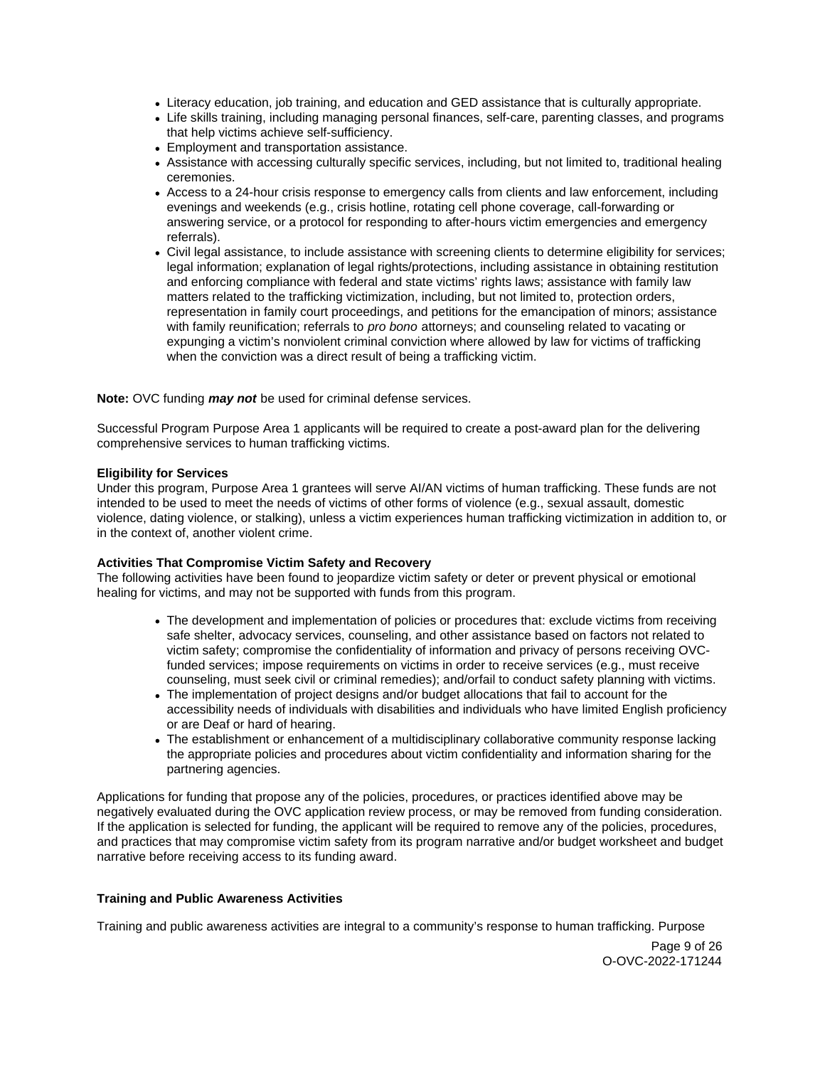- Literacy education, job training, and education and GED assistance that is culturally appropriate.
- Life skills training, including managing personal finances, self-care, parenting classes, and programs that help victims achieve self-sufficiency.
- Employment and transportation assistance.
- Assistance with accessing culturally specific services, including, but not limited to, traditional healing ceremonies.
- Access to a 24-hour crisis response to emergency calls from clients and law enforcement, including evenings and weekends (e.g., crisis hotline, rotating cell phone coverage, call-forwarding or answering service, or a protocol for responding to after-hours victim emergencies and emergency referrals).
- Civil legal assistance, to include assistance with screening clients to determine eligibility for services; legal information; explanation of legal rights/protections, including assistance in obtaining restitution and enforcing compliance with federal and state victims' rights laws; assistance with family law matters related to the trafficking victimization, including, but not limited to, protection orders, representation in family court proceedings, and petitions for the emancipation of minors; assistance with family reunification; referrals to *pro bono* attorneys; and counseling related to vacating or expunging a victim's nonviolent criminal conviction where allowed by law for victims of trafficking when the conviction was a direct result of being a trafficking victim.

**Note:** OVC funding ***may not*** be used for criminal defense services.

Successful Program Purpose Area 1 applicants will be required to create a post-award plan for the delivering comprehensive services to human trafficking victims.

**Eligibility for Services**

Under this program, Purpose Area 1 grantees will serve AI/AN victims of human trafficking. These funds are not intended to be used to meet the needs of victims of other forms of violence (e.g., sexual assault, domestic violence, dating violence, or stalking), unless a victim experiences human trafficking victimization in addition to, or in the context of, another violent crime.

**Activities That Compromise Victim Safety and Recovery**

The following activities have been found to jeopardize victim safety or deter or prevent physical or emotional healing for victims, and may not be supported with funds from this program.

- The development and implementation of policies or procedures that: exclude victims from receiving safe shelter, advocacy services, counseling, and other assistance based on factors not related to victim safety; compromise the confidentiality of information and privacy of persons receiving OVC-funded services; impose requirements on victims in order to receive services (e.g., must receive counseling, must seek civil or criminal remedies); and/orfail to conduct safety planning with victims.
- The implementation of project designs and/or budget allocations that fail to account for the accessibility needs of individuals with disabilities and individuals who have limited English proficiency or are Deaf or hard of hearing.
- The establishment or enhancement of a multidisciplinary collaborative community response lacking the appropriate policies and procedures about victim confidentiality and information sharing for the partnering agencies.

Applications for funding that propose any of the policies, procedures, or practices identified above may be negatively evaluated during the OVC application review process, or may be removed from funding consideration. If the application is selected for funding, the applicant will be required to remove any of the policies, procedures, and practices that may compromise victim safety from its program narrative and/or budget worksheet and budget narrative before receiving access to its funding award.

**Training and Public Awareness Activities**

Training and public awareness activities are integral to a community's response to human trafficking. Purpose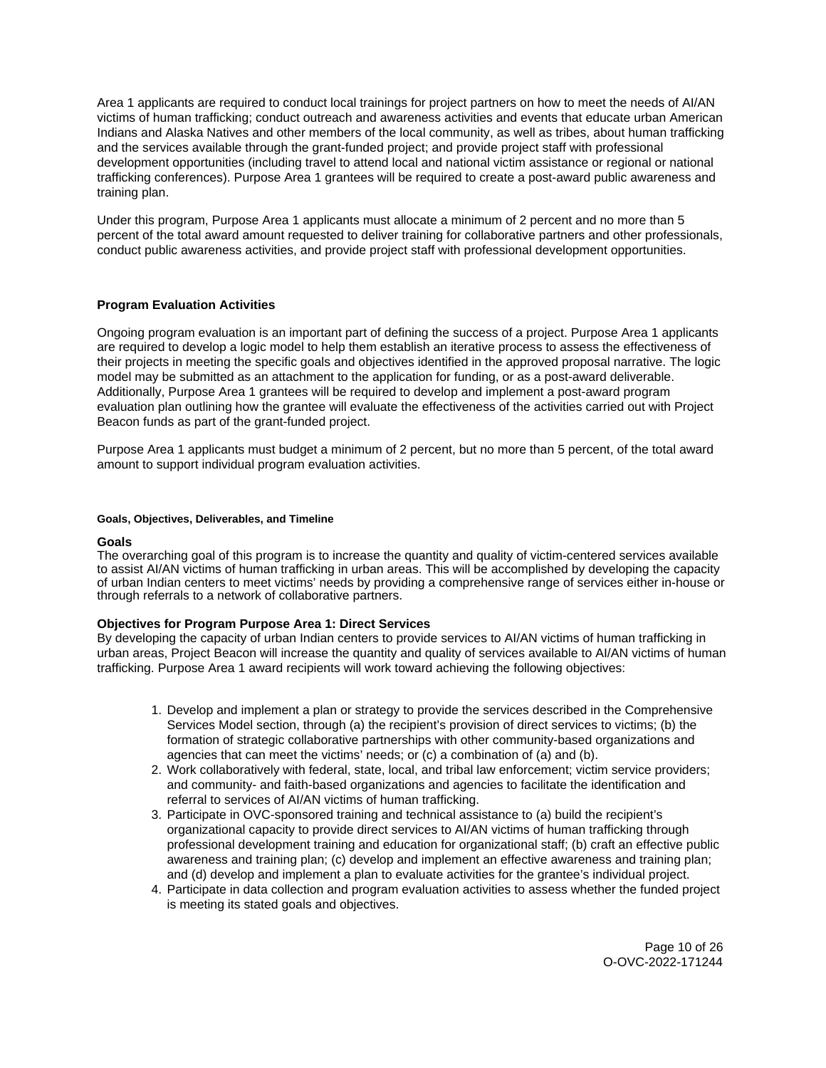Area 1 applicants are required to conduct local trainings for project partners on how to meet the needs of AI/AN victims of human trafficking; conduct outreach and awareness activities and events that educate urban American Indians and Alaska Natives and other members of the local community, as well as tribes, about human trafficking and the services available through the grant-funded project; and provide project staff with professional development opportunities (including travel to attend local and national victim assistance or regional or national trafficking conferences). Purpose Area 1 grantees will be required to create a post-award public awareness and training plan.

Under this program, Purpose Area 1 applicants must allocate a minimum of 2 percent and no more than 5 percent of the total award amount requested to deliver training for collaborative partners and other professionals, conduct public awareness activities, and provide project staff with professional development opportunities.

**Program Evaluation Activities**

Ongoing program evaluation is an important part of defining the success of a project. Purpose Area 1 applicants are required to develop a logic model to help them establish an iterative process to assess the effectiveness of their projects in meeting the specific goals and objectives identified in the approved proposal narrative. The logic model may be submitted as an attachment to the application for funding, or as a post-award deliverable. Additionally, Purpose Area 1 grantees will be required to develop and implement a post-award program evaluation plan outlining how the grantee will evaluate the effectiveness of the activities carried out with Project Beacon funds as part of the grant-funded project.

Purpose Area 1 applicants must budget a minimum of 2 percent, but no more than 5 percent, of the total award amount to support individual program evaluation activities.

#### Goals, Objectives, Deliverables, and Timeline

**Goals**

The overarching goal of this program is to increase the quantity and quality of victim-centered services available to assist AI/AN victims of human trafficking in urban areas. This will be accomplished by developing the capacity of urban Indian centers to meet victims' needs by providing a comprehensive range of services either in-house or through referrals to a network of collaborative partners.

**Objectives for Program Purpose Area 1: Direct Services**

By developing the capacity of urban Indian centers to provide services to AI/AN victims of human trafficking in urban areas, Project Beacon will increase the quantity and quality of services available to AI/AN victims of human trafficking. Purpose Area 1 award recipients will work toward achieving the following objectives:

1. Develop and implement a plan or strategy to provide the services described in the Comprehensive Services Model section, through (a) the recipient's provision of direct services to victims; (b) the formation of strategic collaborative partnerships with other community-based organizations and agencies that can meet the victims' needs; or (c) a combination of (a) and (b).
2. Work collaboratively with federal, state, local, and tribal law enforcement; victim service providers; and community- and faith-based organizations and agencies to facilitate the identification and referral to services of AI/AN victims of human trafficking.
3. Participate in OVC-sponsored training and technical assistance to (a) build the recipient's organizational capacity to provide direct services to AI/AN victims of human trafficking through professional development training and education for organizational staff; (b) craft an effective public awareness and training plan; (c) develop and implement an effective awareness and training plan; and (d) develop and implement a plan to evaluate activities for the grantee's individual project.
4. Participate in data collection and program evaluation activities to assess whether the funded project is meeting its stated goals and objectives.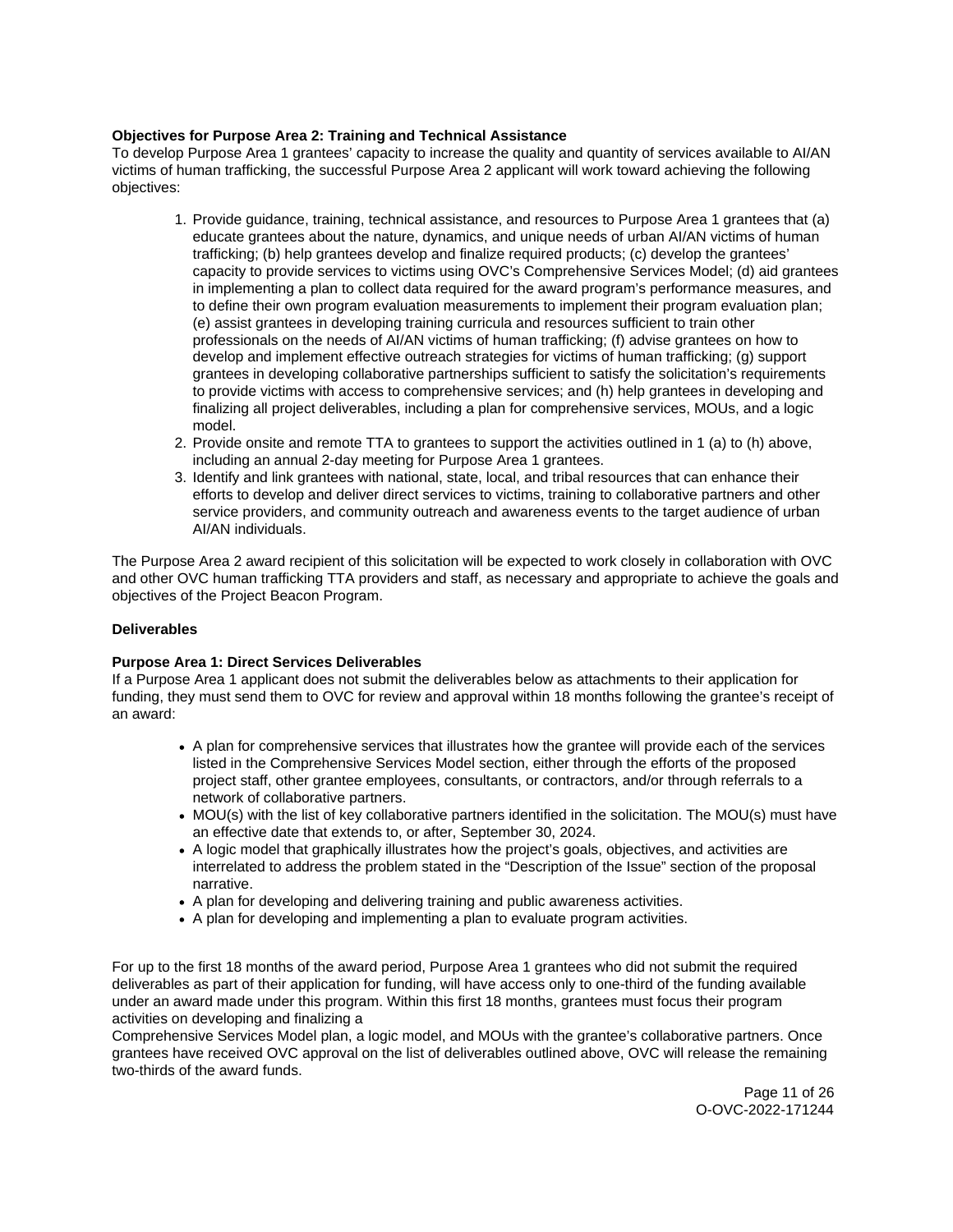**Objectives for Purpose Area 2: Training and Technical Assistance**

To develop Purpose Area 1 grantees' capacity to increase the quality and quantity of services available to AI/AN victims of human trafficking, the successful Purpose Area 2 applicant will work toward achieving the following objectives:

1. Provide guidance, training, technical assistance, and resources to Purpose Area 1 grantees that (a) educate grantees about the nature, dynamics, and unique needs of urban AI/AN victims of human trafficking; (b) help grantees develop and finalize required products; (c) develop the grantees' capacity to provide services to victims using OVC's Comprehensive Services Model; (d) aid grantees in implementing a plan to collect data required for the award program's performance measures, and to define their own program evaluation measurements to implement their program evaluation plan; (e) assist grantees in developing training curricula and resources sufficient to train other professionals on the needs of AI/AN victims of human trafficking; (f) advise grantees on how to develop and implement effective outreach strategies for victims of human trafficking; (g) support grantees in developing collaborative partnerships sufficient to satisfy the solicitation's requirements to provide victims with access to comprehensive services; and (h) help grantees in developing and finalizing all project deliverables, including a plan for comprehensive services, MOUs, and a logic model.
2. Provide onsite and remote TTA to grantees to support the activities outlined in 1 (a) to (h) above, including an annual 2-day meeting for Purpose Area 1 grantees.
3. Identify and link grantees with national, state, local, and tribal resources that can enhance their efforts to develop and deliver direct services to victims, training to collaborative partners and other service providers, and community outreach and awareness events to the target audience of urban AI/AN individuals.

The Purpose Area 2 award recipient of this solicitation will be expected to work closely in collaboration with OVC and other OVC human trafficking TTA providers and staff, as necessary and appropriate to achieve the goals and objectives of the Project Beacon Program.

**Deliverables**

**Purpose Area 1: Direct Services Deliverables**

If a Purpose Area 1 applicant does not submit the deliverables below as attachments to their application for funding, they must send them to OVC for review and approval within 18 months following the grantee's receipt of an award:

- A plan for comprehensive services that illustrates how the grantee will provide each of the services listed in the Comprehensive Services Model section, either through the efforts of the proposed project staff, other grantee employees, consultants, or contractors, and/or through referrals to a network of collaborative partners.
- MOU(s) with the list of key collaborative partners identified in the solicitation. The MOU(s) must have an effective date that extends to, or after, September 30, 2024.
- A logic model that graphically illustrates how the project's goals, objectives, and activities are interrelated to address the problem stated in the "Description of the Issue" section of the proposal narrative.
- A plan for developing and delivering training and public awareness activities.
- A plan for developing and implementing a plan to evaluate program activities.

For up to the first 18 months of the award period, Purpose Area 1 grantees who did not submit the required deliverables as part of their application for funding, will have access only to one-third of the funding available under an award made under this program. Within this first 18 months, grantees must focus their program activities on developing and finalizing a Comprehensive Services Model plan, a logic model, and MOUs with the grantee's collaborative partners. Once grantees have received OVC approval on the list of deliverables outlined above, OVC will release the remaining two-thirds of the award funds.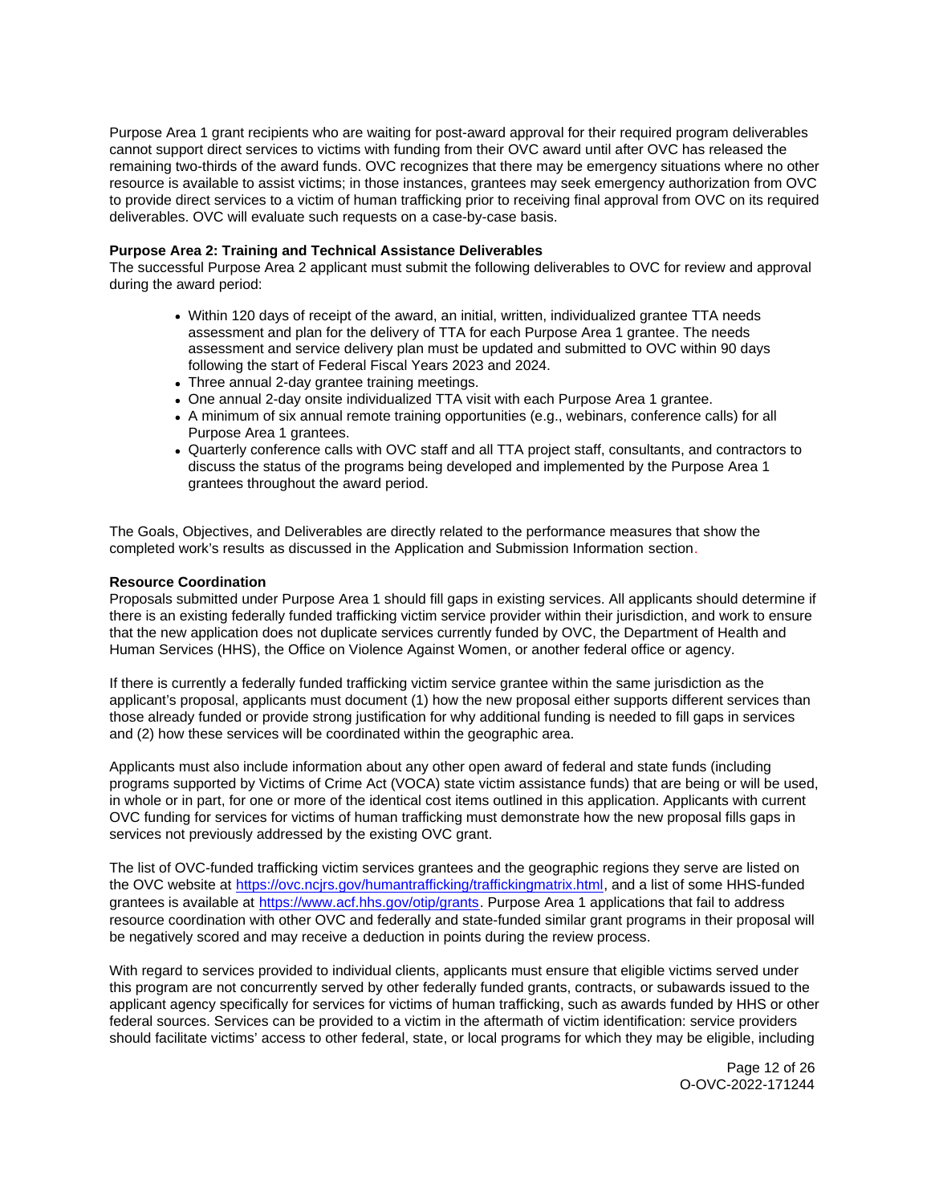Purpose Area 1 grant recipients who are waiting for post-award approval for their required program deliverables cannot support direct services to victims with funding from their OVC award until after OVC has released the remaining two-thirds of the award funds. OVC recognizes that there may be emergency situations where no other resource is available to assist victims; in those instances, grantees may seek emergency authorization from OVC to provide direct services to a victim of human trafficking prior to receiving final approval from OVC on its required deliverables. OVC will evaluate such requests on a case-by-case basis.

**Purpose Area 2: Training and Technical Assistance Deliverables**
The successful Purpose Area 2 applicant must submit the following deliverables to OVC for review and approval during the award period:

- Within 120 days of receipt of the award, an initial, written, individualized grantee TTA needs assessment and plan for the delivery of TTA for each Purpose Area 1 grantee. The needs assessment and service delivery plan must be updated and submitted to OVC within 90 days following the start of Federal Fiscal Years 2023 and 2024.
- Three annual 2-day grantee training meetings.
- One annual 2-day onsite individualized TTA visit with each Purpose Area 1 grantee.
- A minimum of six annual remote training opportunities (e.g., webinars, conference calls) for all Purpose Area 1 grantees.
- Quarterly conference calls with OVC staff and all TTA project staff, consultants, and contractors to discuss the status of the programs being developed and implemented by the Purpose Area 1 grantees throughout the award period.

The Goals, Objectives, and Deliverables are directly related to the performance measures that show the completed work's results as discussed in the Application and Submission Information section.

**Resource Coordination**
Proposals submitted under Purpose Area 1 should fill gaps in existing services. All applicants should determine if there is an existing federally funded trafficking victim service provider within their jurisdiction, and work to ensure that the new application does not duplicate services currently funded by OVC, the Department of Health and Human Services (HHS), the Office on Violence Against Women, or another federal office or agency.

If there is currently a federally funded trafficking victim service grantee within the same jurisdiction as the applicant's proposal, applicants must document (1) how the new proposal either supports different services than those already funded or provide strong justification for why additional funding is needed to fill gaps in services and (2) how these services will be coordinated within the geographic area.

Applicants must also include information about any other open award of federal and state funds (including programs supported by Victims of Crime Act (VOCA) state victim assistance funds) that are being or will be used, in whole or in part, for one or more of the identical cost items outlined in this application. Applicants with current OVC funding for services for victims of human trafficking must demonstrate how the new proposal fills gaps in services not previously addressed by the existing OVC grant.

The list of OVC-funded trafficking victim services grantees and the geographic regions they serve are listed on the OVC website at https://ovc.ncjrs.gov/humantrafficking/traffickingmatrix.html, and a list of some HHS-funded grantees is available at https://www.acf.hhs.gov/otip/grants. Purpose Area 1 applications that fail to address resource coordination with other OVC and federally and state-funded similar grant programs in their proposal will be negatively scored and may receive a deduction in points during the review process.

With regard to services provided to individual clients, applicants must ensure that eligible victims served under this program are not concurrently served by other federally funded grants, contracts, or subawards issued to the applicant agency specifically for services for victims of human trafficking, such as awards funded by HHS or other federal sources. Services can be provided to a victim in the aftermath of victim identification: service providers should facilitate victims' access to other federal, state, or local programs for which they may be eligible, including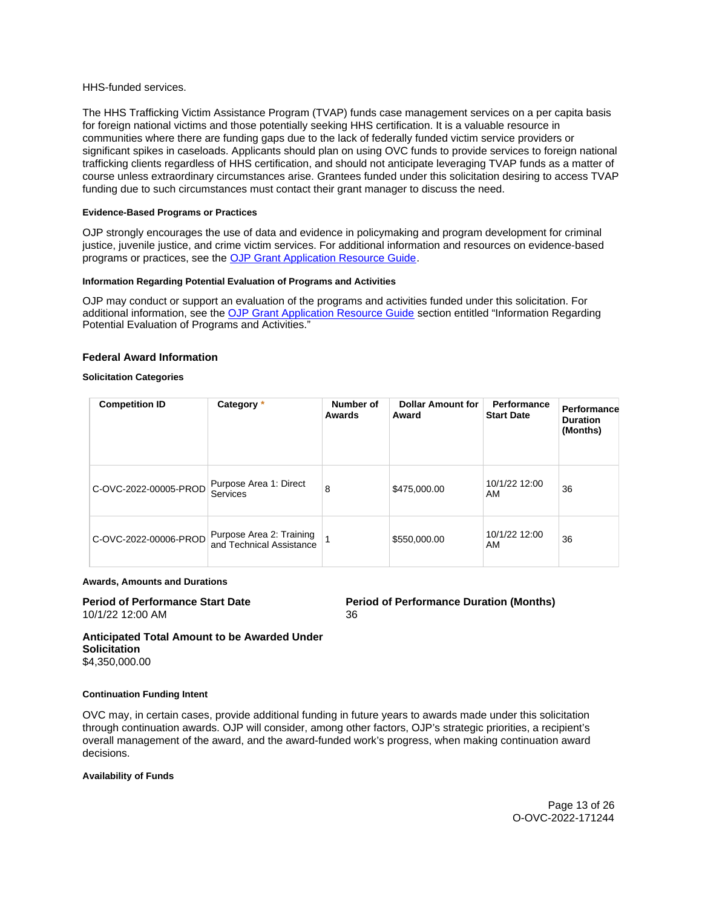HHS-funded services.

The HHS Trafficking Victim Assistance Program (TVAP) funds case management services on a per capita basis for foreign national victims and those potentially seeking HHS certification. It is a valuable resource in communities where there are funding gaps due to the lack of federally funded victim service providers or significant spikes in caseloads. Applicants should plan on using OVC funds to provide services to foreign national trafficking clients regardless of HHS certification, and should not anticipate leveraging TVAP funds as a matter of course unless extraordinary circumstances arise. Grantees funded under this solicitation desiring to access TVAP funding due to such circumstances must contact their grant manager to discuss the need.

#### Evidence-Based Programs or Practices

OJP strongly encourages the use of data and evidence in policymaking and program development for criminal justice, juvenile justice, and crime victim services. For additional information and resources on evidence-based programs or practices, see the OJP Grant Application Resource Guide.

#### Information Regarding Potential Evaluation of Programs and Activities

OJP may conduct or support an evaluation of the programs and activities funded under this solicitation. For additional information, see the OJP Grant Application Resource Guide section entitled "Information Regarding Potential Evaluation of Programs and Activities."

### Federal Award Information

#### Solicitation Categories

| Competition ID | Category * | Number of Awards | Dollar Amount for Award | Performance Start Date | Performance Duration (Months) |
|---|---|---|---|---|---|
| C-OVC-2022-00005-PROD | Purpose Area 1: Direct Services | 8 | $475,000.00 | 10/1/22 12:00 AM | 36 |
| C-OVC-2022-00006-PROD | Purpose Area 2: Training and Technical Assistance | 1 | $550,000.00 | 10/1/22 12:00 AM | 36 |

#### Awards, Amounts and Durations

**Period of Performance Start Date**
10/1/22 12:00 AM

**Period of Performance Duration (Months)**
36

**Anticipated Total Amount to be Awarded Under Solicitation**
$4,350,000.00

#### Continuation Funding Intent

OVC may, in certain cases, provide additional funding in future years to awards made under this solicitation through continuation awards. OJP will consider, among other factors, OJP's strategic priorities, a recipient's overall management of the award, and the award-funded work's progress, when making continuation award decisions.

#### Availability of Funds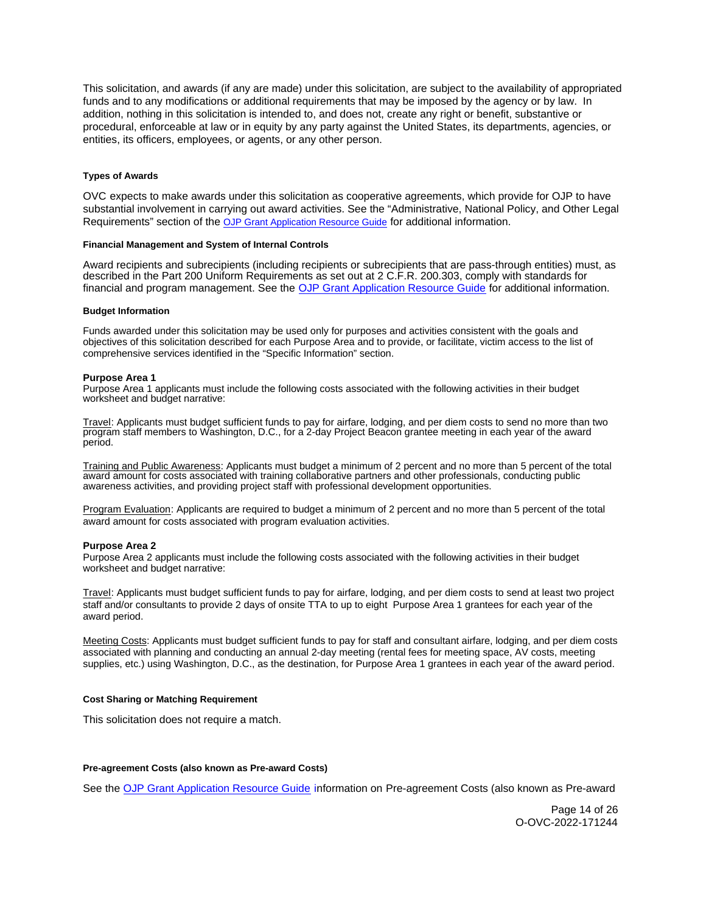This solicitation, and awards (if any are made) under this solicitation, are subject to the availability of appropriated funds and to any modifications or additional requirements that may be imposed by the agency or by law. In addition, nothing in this solicitation is intended to, and does not, create any right or benefit, substantive or procedural, enforceable at law or in equity by any party against the United States, its departments, agencies, or entities, its officers, employees, or agents, or any other person.

#### Types of Awards

OVC expects to make awards under this solicitation as cooperative agreements, which provide for OJP to have substantial involvement in carrying out award activities. See the "Administrative, National Policy, and Other Legal Requirements" section of the OJP Grant Application Resource Guide for additional information.

#### Financial Management and System of Internal Controls

Award recipients and subrecipients (including recipients or subrecipients that are pass-through entities) must, as described in the Part 200 Uniform Requirements as set out at 2 C.F.R. 200.303, comply with standards for financial and program management. See the OJP Grant Application Resource Guide for additional information.

#### Budget Information

Funds awarded under this solicitation may be used only for purposes and activities consistent with the goals and objectives of this solicitation described for each Purpose Area and to provide, or facilitate, victim access to the list of comprehensive services identified in the "Specific Information" section.

**Purpose Area 1**

Purpose Area 1 applicants must include the following costs associated with the following activities in their budget worksheet and budget narrative:

Travel: Applicants must budget sufficient funds to pay for airfare, lodging, and per diem costs to send no more than two program staff members to Washington, D.C., for a 2-day Project Beacon grantee meeting in each year of the award period.

Training and Public Awareness: Applicants must budget a minimum of 2 percent and no more than 5 percent of the total award amount for costs associated with training collaborative partners and other professionals, conducting public awareness activities, and providing project staff with professional development opportunities.

Program Evaluation: Applicants are required to budget a minimum of 2 percent and no more than 5 percent of the total award amount for costs associated with program evaluation activities.

**Purpose Area 2**

Purpose Area 2 applicants must include the following costs associated with the following activities in their budget worksheet and budget narrative:

Travel: Applicants must budget sufficient funds to pay for airfare, lodging, and per diem costs to send at least two project staff and/or consultants to provide 2 days of onsite TTA to up to eight Purpose Area 1 grantees for each year of the award period.

Meeting Costs: Applicants must budget sufficient funds to pay for staff and consultant airfare, lodging, and per diem costs associated with planning and conducting an annual 2-day meeting (rental fees for meeting space, AV costs, meeting supplies, etc.) using Washington, D.C., as the destination, for Purpose Area 1 grantees in each year of the award period.

#### Cost Sharing or Matching Requirement

This solicitation does not require a match.

#### Pre-agreement Costs (also known as Pre-award Costs)

See the OJP Grant Application Resource Guide information on Pre-agreement Costs (also known as Pre-award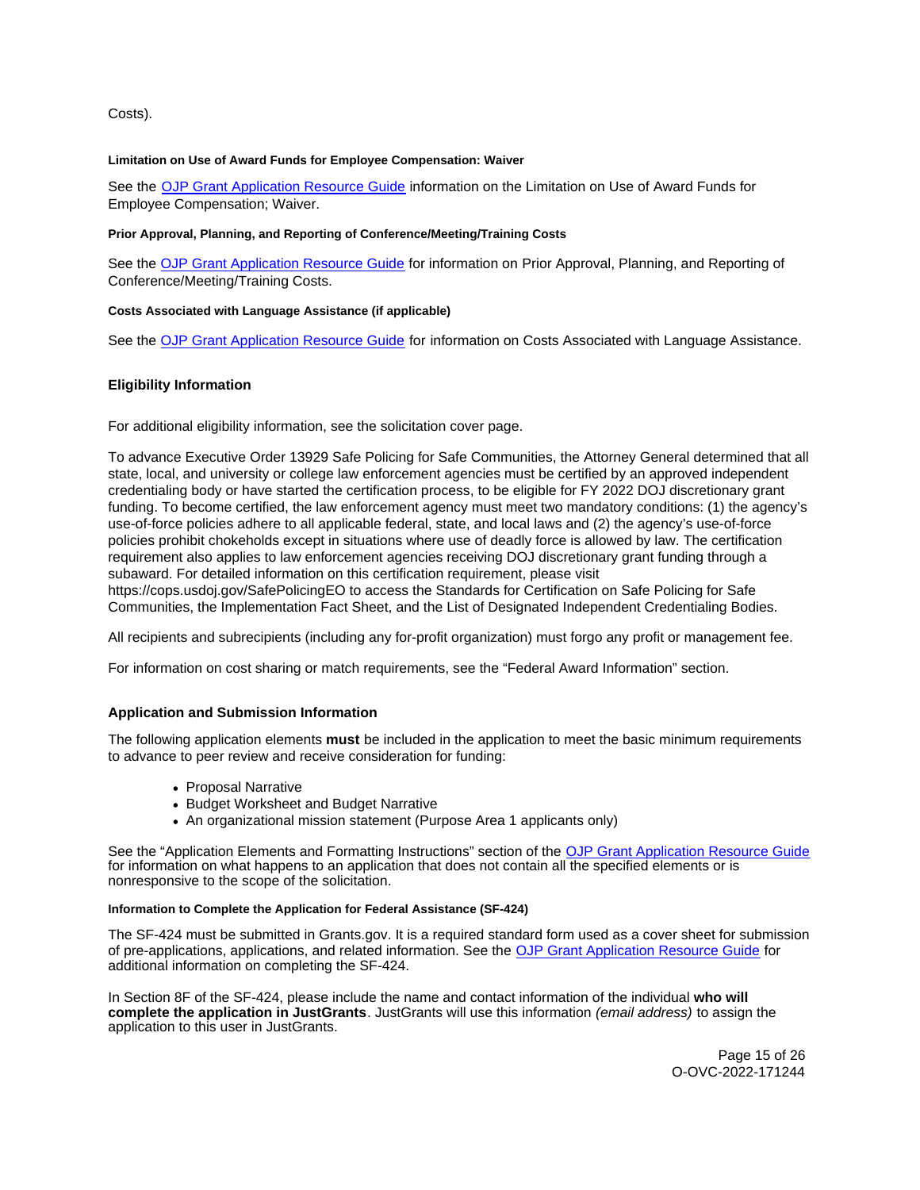Costs).

#### Limitation on Use of Award Funds for Employee Compensation: Waiver

See the OJP Grant Application Resource Guide information on the Limitation on Use of Award Funds for Employee Compensation; Waiver.

#### Prior Approval, Planning, and Reporting of Conference/Meeting/Training Costs

See the OJP Grant Application Resource Guide for information on Prior Approval, Planning, and Reporting of Conference/Meeting/Training Costs.

#### Costs Associated with Language Assistance (if applicable)

See the OJP Grant Application Resource Guide for information on Costs Associated with Language Assistance.

### Eligibility Information

For additional eligibility information, see the solicitation cover page.

To advance Executive Order 13929 Safe Policing for Safe Communities, the Attorney General determined that all state, local, and university or college law enforcement agencies must be certified by an approved independent credentialing body or have started the certification process, to be eligible for FY 2022 DOJ discretionary grant funding. To become certified, the law enforcement agency must meet two mandatory conditions: (1) the agency's use-of-force policies adhere to all applicable federal, state, and local laws and (2) the agency's use-of-force policies prohibit chokeholds except in situations where use of deadly force is allowed by law. The certification requirement also applies to law enforcement agencies receiving DOJ discretionary grant funding through a subaward. For detailed information on this certification requirement, please visit https://cops.usdoj.gov/SafePolicingEO to access the Standards for Certification on Safe Policing for Safe Communities, the Implementation Fact Sheet, and the List of Designated Independent Credentialing Bodies.

All recipients and subrecipients (including any for-profit organization) must forgo any profit or management fee.

For information on cost sharing or match requirements, see the "Federal Award Information" section.

### Application and Submission Information

The following application elements **must** be included in the application to meet the basic minimum requirements to advance to peer review and receive consideration for funding:

- Proposal Narrative
- Budget Worksheet and Budget Narrative
- An organizational mission statement (Purpose Area 1 applicants only)

See the "Application Elements and Formatting Instructions" section of the OJP Grant Application Resource Guide for information on what happens to an application that does not contain all the specified elements or is nonresponsive to the scope of the solicitation.

#### Information to Complete the Application for Federal Assistance (SF-424)

The SF-424 must be submitted in Grants.gov. It is a required standard form used as a cover sheet for submission of pre-applications, applications, and related information. See the OJP Grant Application Resource Guide for additional information on completing the SF-424.

In Section 8F of the SF-424, please include the name and contact information of the individual **who will complete the application in JustGrants**. JustGrants will use this information *(email address)* to assign the application to this user in JustGrants.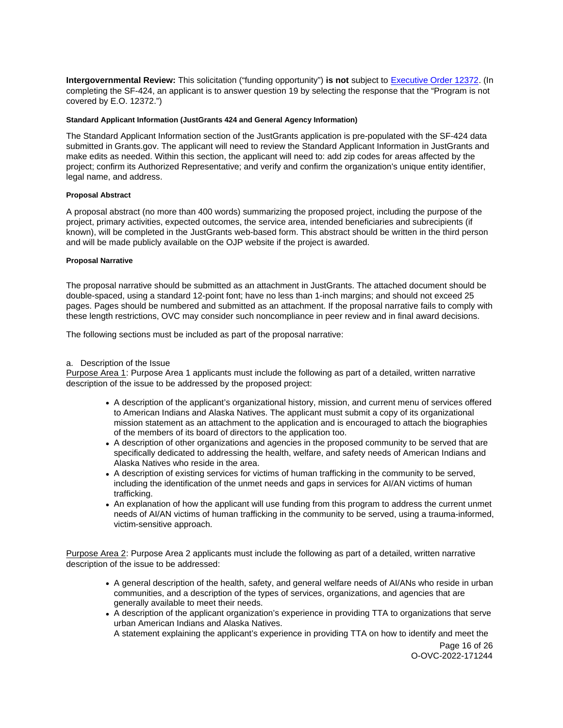**Intergovernmental Review:** This solicitation ("funding opportunity") **is not** subject to [Executive Order 12372](). (In completing the SF-424, an applicant is to answer question 19 by selecting the response that the "Program is not covered by E.O. 12372.")

#### Standard Applicant Information (JustGrants 424 and General Agency Information)

The Standard Applicant Information section of the JustGrants application is pre-populated with the SF-424 data submitted in Grants.gov. The applicant will need to review the Standard Applicant Information in JustGrants and make edits as needed. Within this section, the applicant will need to: add zip codes for areas affected by the project; confirm its Authorized Representative; and verify and confirm the organization's unique entity identifier, legal name, and address.

#### Proposal Abstract

A proposal abstract (no more than 400 words) summarizing the proposed project, including the purpose of the project, primary activities, expected outcomes, the service area, intended beneficiaries and subrecipients (if known), will be completed in the JustGrants web-based form. This abstract should be written in the third person and will be made publicly available on the OJP website if the project is awarded.

#### Proposal Narrative

The proposal narrative should be submitted as an attachment in JustGrants. The attached document should be double-spaced, using a standard 12-point font; have no less than 1-inch margins; and should not exceed 25 pages. Pages should be numbered and submitted as an attachment. If the proposal narrative fails to comply with these length restrictions, OVC may consider such noncompliance in peer review and in final award decisions.

The following sections must be included as part of the proposal narrative:

a. Description of the Issue

Purpose Area 1: Purpose Area 1 applicants must include the following as part of a detailed, written narrative description of the issue to be addressed by the proposed project:

- A description of the applicant's organizational history, mission, and current menu of services offered to American Indians and Alaska Natives. The applicant must submit a copy of its organizational mission statement as an attachment to the application and is encouraged to attach the biographies of the members of its board of directors to the application too.
- A description of other organizations and agencies in the proposed community to be served that are specifically dedicated to addressing the health, welfare, and safety needs of American Indians and Alaska Natives who reside in the area.
- A description of existing services for victims of human trafficking in the community to be served, including the identification of the unmet needs and gaps in services for AI/AN victims of human trafficking.
- An explanation of how the applicant will use funding from this program to address the current unmet needs of AI/AN victims of human trafficking in the community to be served, using a trauma-informed, victim-sensitive approach.

Purpose Area 2: Purpose Area 2 applicants must include the following as part of a detailed, written narrative description of the issue to be addressed:

- A general description of the health, safety, and general welfare needs of AI/ANs who reside in urban communities, and a description of the types of services, organizations, and agencies that are generally available to meet their needs.
- A description of the applicant organization's experience in providing TTA to organizations that serve urban American Indians and Alaska Natives.
  A statement explaining the applicant's experience in providing TTA on how to identify and meet the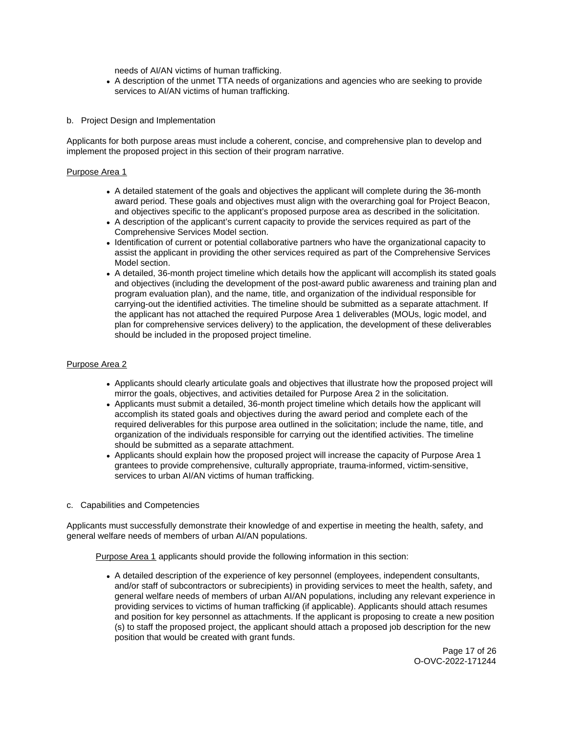needs of AI/AN victims of human trafficking.
- A description of the unmet TTA needs of organizations and agencies who are seeking to provide services to AI/AN victims of human trafficking.

b. Project Design and Implementation

Applicants for both purpose areas must include a coherent, concise, and comprehensive plan to develop and implement the proposed project in this section of their program narrative.

Purpose Area 1

- A detailed statement of the goals and objectives the applicant will complete during the 36-month award period. These goals and objectives must align with the overarching goal for Project Beacon, and objectives specific to the applicant's proposed purpose area as described in the solicitation.
- A description of the applicant's current capacity to provide the services required as part of the Comprehensive Services Model section.
- Identification of current or potential collaborative partners who have the organizational capacity to assist the applicant in providing the other services required as part of the Comprehensive Services Model section.
- A detailed, 36-month project timeline which details how the applicant will accomplish its stated goals and objectives (including the development of the post-award public awareness and training plan and program evaluation plan), and the name, title, and organization of the individual responsible for carrying-out the identified activities. The timeline should be submitted as a separate attachment. If the applicant has not attached the required Purpose Area 1 deliverables (MOUs, logic model, and plan for comprehensive services delivery) to the application, the development of these deliverables should be included in the proposed project timeline.

Purpose Area 2

- Applicants should clearly articulate goals and objectives that illustrate how the proposed project will mirror the goals, objectives, and activities detailed for Purpose Area 2 in the solicitation.
- Applicants must submit a detailed, 36-month project timeline which details how the applicant will accomplish its stated goals and objectives during the award period and complete each of the required deliverables for this purpose area outlined in the solicitation; include the name, title, and organization of the individuals responsible for carrying out the identified activities. The timeline should be submitted as a separate attachment.
- Applicants should explain how the proposed project will increase the capacity of Purpose Area 1 grantees to provide comprehensive, culturally appropriate, trauma-informed, victim-sensitive, services to urban AI/AN victims of human trafficking.

c. Capabilities and Competencies

Applicants must successfully demonstrate their knowledge of and expertise in meeting the health, safety, and general welfare needs of members of urban AI/AN populations.

Purpose Area 1 applicants should provide the following information in this section:

- A detailed description of the experience of key personnel (employees, independent consultants, and/or staff of subcontractors or subrecipients) in providing services to meet the health, safety, and general welfare needs of members of urban AI/AN populations, including any relevant experience in providing services to victims of human trafficking (if applicable). Applicants should attach resumes and position for key personnel as attachments. If the applicant is proposing to create a new position (s) to staff the proposed project, the applicant should attach a proposed job description for the new position that would be created with grant funds.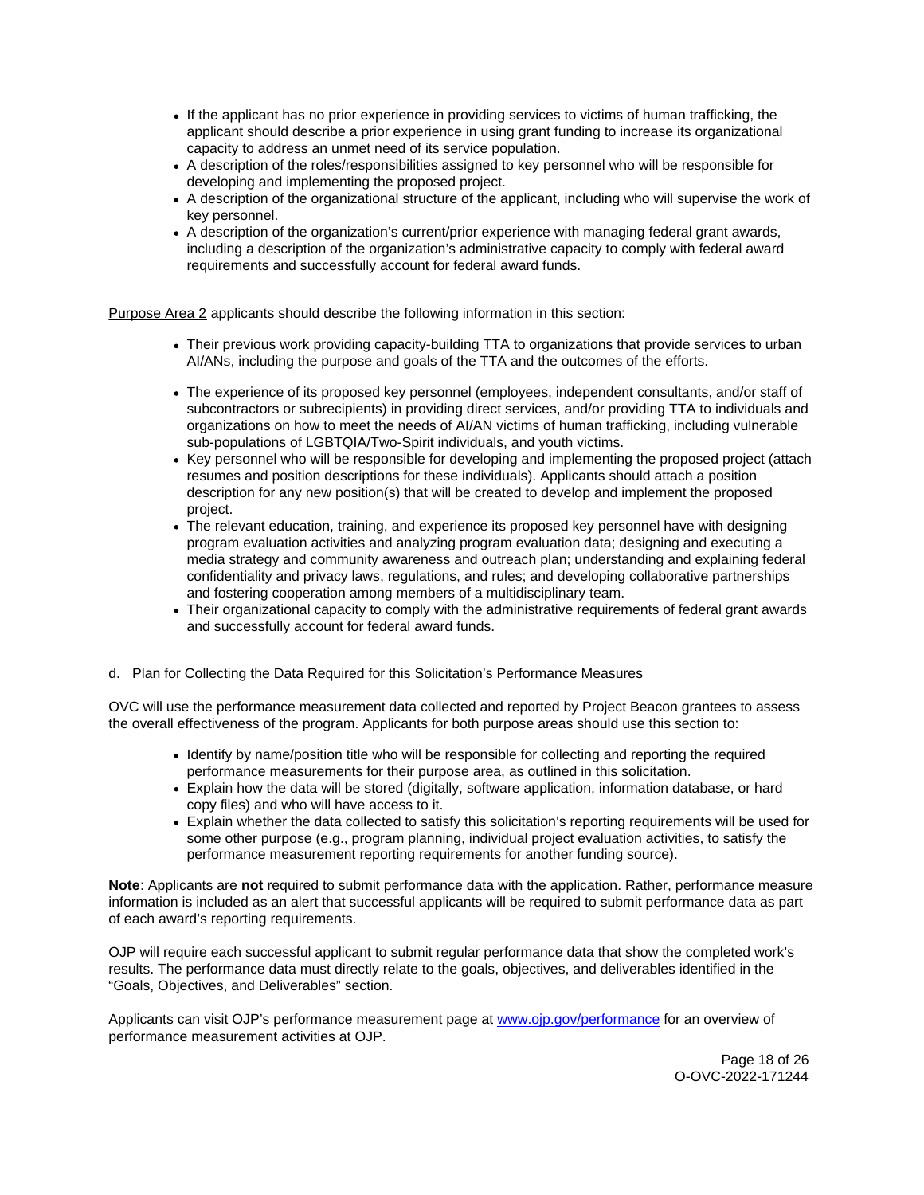- If the applicant has no prior experience in providing services to victims of human trafficking, the applicant should describe a prior experience in using grant funding to increase its organizational capacity to address an unmet need of its service population.
- A description of the roles/responsibilities assigned to key personnel who will be responsible for developing and implementing the proposed project.
- A description of the organizational structure of the applicant, including who will supervise the work of key personnel.
- A description of the organization's current/prior experience with managing federal grant awards, including a description of the organization's administrative capacity to comply with federal award requirements and successfully account for federal award funds.

Purpose Area 2 applicants should describe the following information in this section:

- Their previous work providing capacity-building TTA to organizations that provide services to urban AI/ANs, including the purpose and goals of the TTA and the outcomes of the efforts.
- The experience of its proposed key personnel (employees, independent consultants, and/or staff of subcontractors or subrecipients) in providing direct services, and/or providing TTA to individuals and organizations on how to meet the needs of AI/AN victims of human trafficking, including vulnerable sub-populations of LGBTQIA/Two-Spirit individuals, and youth victims.
- Key personnel who will be responsible for developing and implementing the proposed project (attach resumes and position descriptions for these individuals). Applicants should attach a position description for any new position(s) that will be created to develop and implement the proposed project.
- The relevant education, training, and experience its proposed key personnel have with designing program evaluation activities and analyzing program evaluation data; designing and executing a media strategy and community awareness and outreach plan; understanding and explaining federal confidentiality and privacy laws, regulations, and rules; and developing collaborative partnerships and fostering cooperation among members of a multidisciplinary team.
- Their organizational capacity to comply with the administrative requirements of federal grant awards and successfully account for federal award funds.

d. Plan for Collecting the Data Required for this Solicitation's Performance Measures

OVC will use the performance measurement data collected and reported by Project Beacon grantees to assess the overall effectiveness of the program. Applicants for both purpose areas should use this section to:

- Identify by name/position title who will be responsible for collecting and reporting the required performance measurements for their purpose area, as outlined in this solicitation.
- Explain how the data will be stored (digitally, software application, information database, or hard copy files) and who will have access to it.
- Explain whether the data collected to satisfy this solicitation's reporting requirements will be used for some other purpose (e.g., program planning, individual project evaluation activities, to satisfy the performance measurement reporting requirements for another funding source).

**Note**: Applicants are **not** required to submit performance data with the application. Rather, performance measure information is included as an alert that successful applicants will be required to submit performance data as part of each award's reporting requirements.

OJP will require each successful applicant to submit regular performance data that show the completed work's results. The performance data must directly relate to the goals, objectives, and deliverables identified in the "Goals, Objectives, and Deliverables" section.

Applicants can visit OJP's performance measurement page at [www.ojp.gov/performance](http://www.ojp.gov/performance) for an overview of performance measurement activities at OJP.

O-OVC-2022-171244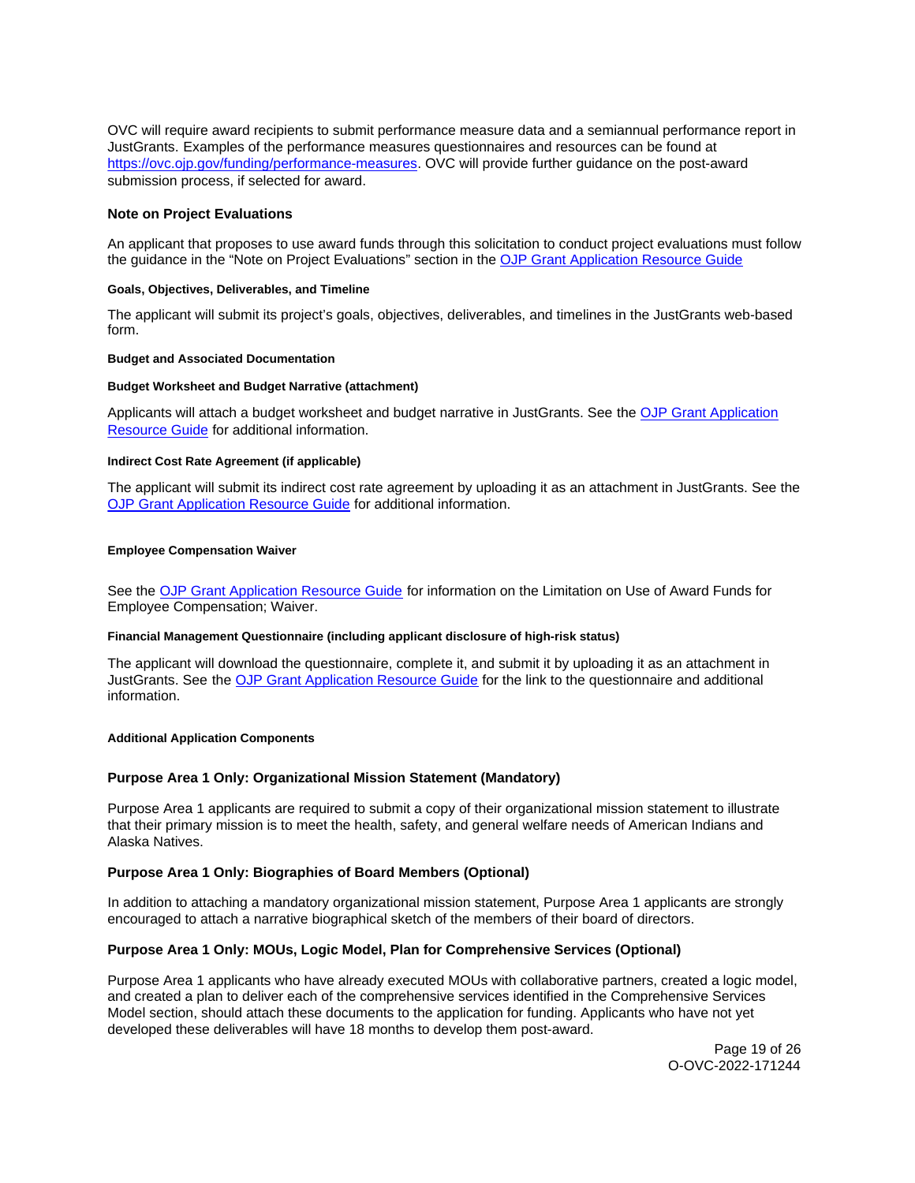OVC will require award recipients to submit performance measure data and a semiannual performance report in JustGrants. Examples of the performance measures questionnaires and resources can be found at [https://ovc.ojp.gov/funding/performance-measures](https://ovc.ojp.gov/funding/performance-measures). OVC will provide further guidance on the post-award submission process, if selected for award.

### Note on Project Evaluations

An applicant that proposes to use award funds through this solicitation to conduct project evaluations must follow the guidance in the "Note on Project Evaluations" section in the [OJP Grant Application Resource Guide](#)

#### Goals, Objectives, Deliverables, and Timeline

The applicant will submit its project's goals, objectives, deliverables, and timelines in the JustGrants web-based form.

#### Budget and Associated Documentation

#### Budget Worksheet and Budget Narrative (attachment)

Applicants will attach a budget worksheet and budget narrative in JustGrants. See the [OJP Grant Application Resource Guide](#) for additional information.

#### Indirect Cost Rate Agreement (if applicable)

The applicant will submit its indirect cost rate agreement by uploading it as an attachment in JustGrants. See the [OJP Grant Application Resource Guide](#) for additional information.

#### Employee Compensation Waiver

See the [OJP Grant Application Resource Guide](#) for information on the Limitation on Use of Award Funds for Employee Compensation; Waiver.

#### Financial Management Questionnaire (including applicant disclosure of high-risk status)

The applicant will download the questionnaire, complete it, and submit it by uploading it as an attachment in JustGrants. See the [OJP Grant Application Resource Guide](#) for the link to the questionnaire and additional information.

#### Additional Application Components

### Purpose Area 1 Only: Organizational Mission Statement (Mandatory)

Purpose Area 1 applicants are required to submit a copy of their organizational mission statement to illustrate that their primary mission is to meet the health, safety, and general welfare needs of American Indians and Alaska Natives.

### Purpose Area 1 Only: Biographies of Board Members (Optional)

In addition to attaching a mandatory organizational mission statement, Purpose Area 1 applicants are strongly encouraged to attach a narrative biographical sketch of the members of their board of directors.

### Purpose Area 1 Only: MOUs, Logic Model, Plan for Comprehensive Services (Optional)

Purpose Area 1 applicants who have already executed MOUs with collaborative partners, created a logic model, and created a plan to deliver each of the comprehensive services identified in the Comprehensive Services Model section, should attach these documents to the application for funding. Applicants who have not yet developed these deliverables will have 18 months to develop them post-award.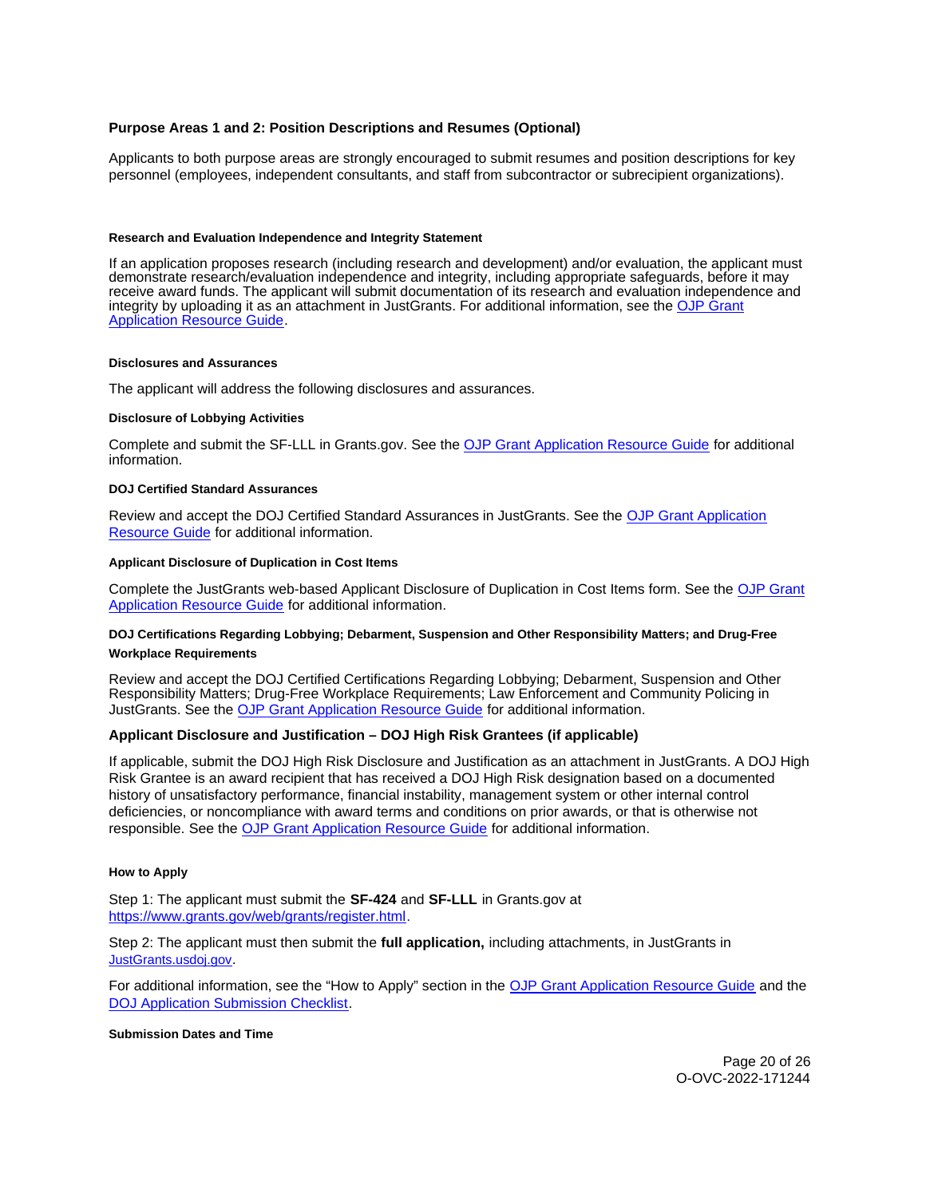### Purpose Areas 1 and 2: Position Descriptions and Resumes (Optional)

Applicants to both purpose areas are strongly encouraged to submit resumes and position descriptions for key personnel (employees, independent consultants, and staff from subcontractor or subrecipient organizations).

#### Research and Evaluation Independence and Integrity Statement

If an application proposes research (including research and development) and/or evaluation, the applicant must demonstrate research/evaluation independence and integrity, including appropriate safeguards, before it may receive award funds. The applicant will submit documentation of its research and evaluation independence and integrity by uploading it as an attachment in JustGrants. For additional information, see the [OJP Grant Application Resource Guide](OJP Grant Application Resource Guide).

#### Disclosures and Assurances

The applicant will address the following disclosures and assurances.

#### Disclosure of Lobbying Activities

Complete and submit the SF-LLL in Grants.gov. See the OJP Grant Application Resource Guide for additional information.

#### DOJ Certified Standard Assurances

Review and accept the DOJ Certified Standard Assurances in JustGrants. See the OJP Grant Application Resource Guide for additional information.

#### Applicant Disclosure of Duplication in Cost Items

Complete the JustGrants web-based Applicant Disclosure of Duplication in Cost Items form. See the OJP Grant Application Resource Guide for additional information.

#### DOJ Certifications Regarding Lobbying; Debarment, Suspension and Other Responsibility Matters; and Drug-Free Workplace Requirements

Review and accept the DOJ Certified Certifications Regarding Lobbying; Debarment, Suspension and Other Responsibility Matters; Drug-Free Workplace Requirements; Law Enforcement and Community Policing in JustGrants. See the OJP Grant Application Resource Guide for additional information.

### Applicant Disclosure and Justification – DOJ High Risk Grantees (if applicable)

If applicable, submit the DOJ High Risk Disclosure and Justification as an attachment in JustGrants. A DOJ High Risk Grantee is an award recipient that has received a DOJ High Risk designation based on a documented history of unsatisfactory performance, financial instability, management system or other internal control deficiencies, or noncompliance with award terms and conditions on prior awards, or that is otherwise not responsible. See the OJP Grant Application Resource Guide for additional information.

#### How to Apply

Step 1: The applicant must submit the **SF-424** and **SF-LLL** in Grants.gov at https://www.grants.gov/web/grants/register.html.

Step 2: The applicant must then submit the **full application,** including attachments, in JustGrants in JustGrants.usdoj.gov.

For additional information, see the "How to Apply" section in the OJP Grant Application Resource Guide and the DOJ Application Submission Checklist.

#### Submission Dates and Time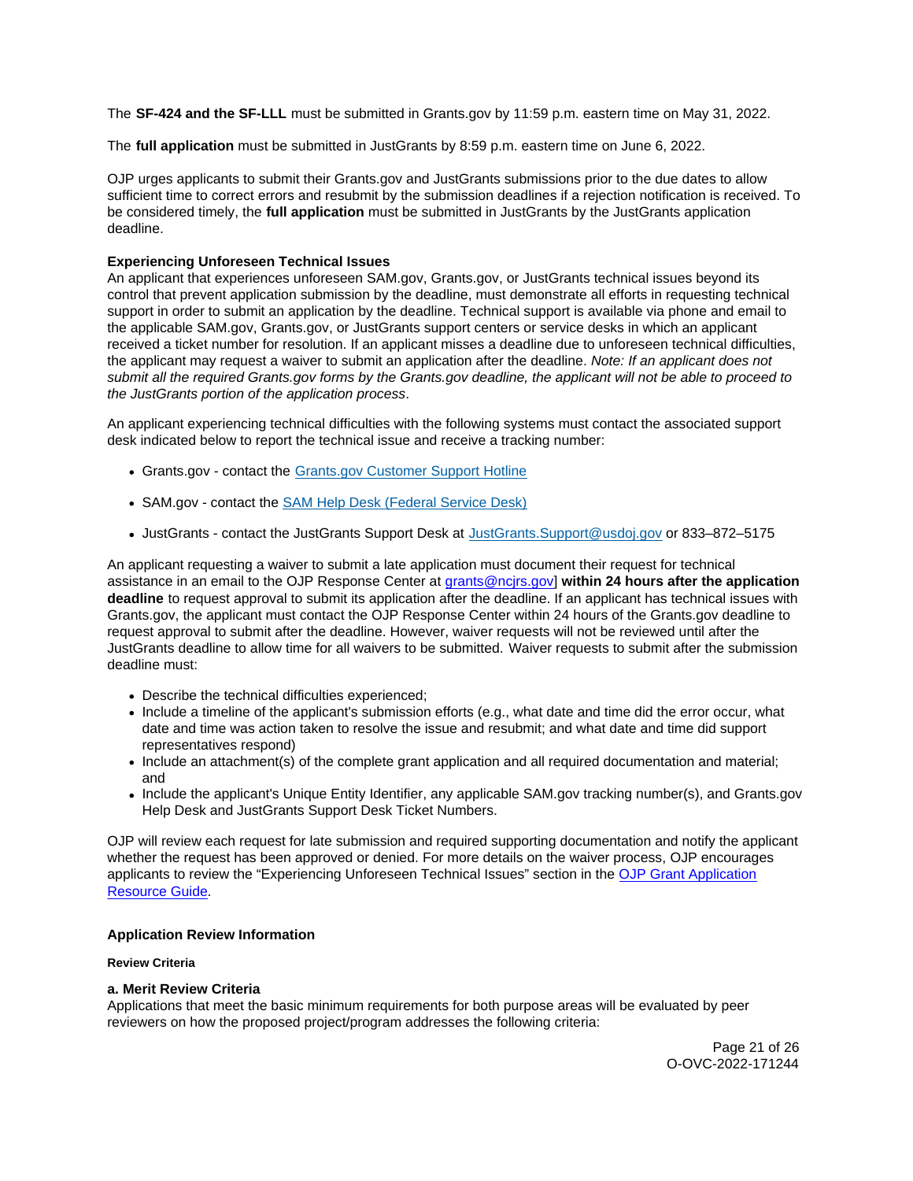The **SF-424 and the SF-LLL** must be submitted in Grants.gov by 11:59 p.m. eastern time on May 31, 2022.

The **full application** must be submitted in JustGrants by 8:59 p.m. eastern time on June 6, 2022.

OJP urges applicants to submit their Grants.gov and JustGrants submissions prior to the due dates to allow sufficient time to correct errors and resubmit by the submission deadlines if a rejection notification is received. To be considered timely, the **full application** must be submitted in JustGrants by the JustGrants application deadline.

**Experiencing Unforeseen Technical Issues**

An applicant that experiences unforeseen SAM.gov, Grants.gov, or JustGrants technical issues beyond its control that prevent application submission by the deadline, must demonstrate all efforts in requesting technical support in order to submit an application by the deadline. Technical support is available via phone and email to the applicable SAM.gov, Grants.gov, or JustGrants support centers or service desks in which an applicant received a ticket number for resolution. If an applicant misses a deadline due to unforeseen technical difficulties, the applicant may request a waiver to submit an application after the deadline. *Note: If an applicant does not submit all the required Grants.gov forms by the Grants.gov deadline, the applicant will not be able to proceed to the JustGrants portion of the application process*.

An applicant experiencing technical difficulties with the following systems must contact the associated support desk indicated below to report the technical issue and receive a tracking number:

- Grants.gov - contact the [Grants.gov Customer Support Hotline]
- SAM.gov - contact the [SAM Help Desk (Federal Service Desk)]
- JustGrants - contact the JustGrants Support Desk at JustGrants.Support@usdoj.gov or 833–872–5175

An applicant requesting a waiver to submit a late application must document their request for technical assistance in an email to the OJP Response Center at grants@ncjrs.gov] **within 24 hours after the application deadline** to request approval to submit its application after the deadline. If an applicant has technical issues with Grants.gov, the applicant must contact the OJP Response Center within 24 hours of the Grants.gov deadline to request approval to submit after the deadline. However, waiver requests will not be reviewed until after the JustGrants deadline to allow time for all waivers to be submitted. Waiver requests to submit after the submission deadline must:

- Describe the technical difficulties experienced;
- Include a timeline of the applicant's submission efforts (e.g., what date and time did the error occur, what date and time was action taken to resolve the issue and resubmit; and what date and time did support representatives respond)
- Include an attachment(s) of the complete grant application and all required documentation and material; and
- Include the applicant's Unique Entity Identifier, any applicable SAM.gov tracking number(s), and Grants.gov Help Desk and JustGrants Support Desk Ticket Numbers.

OJP will review each request for late submission and required supporting documentation and notify the applicant whether the request has been approved or denied. For more details on the waiver process, OJP encourages applicants to review the "Experiencing Unforeseen Technical Issues" section in the [OJP Grant Application Resource Guide].

## Application Review Information

#### Review Criteria

**a. Merit Review Criteria**

Applications that meet the basic minimum requirements for both purpose areas will be evaluated by peer reviewers on how the proposed project/program addresses the following criteria: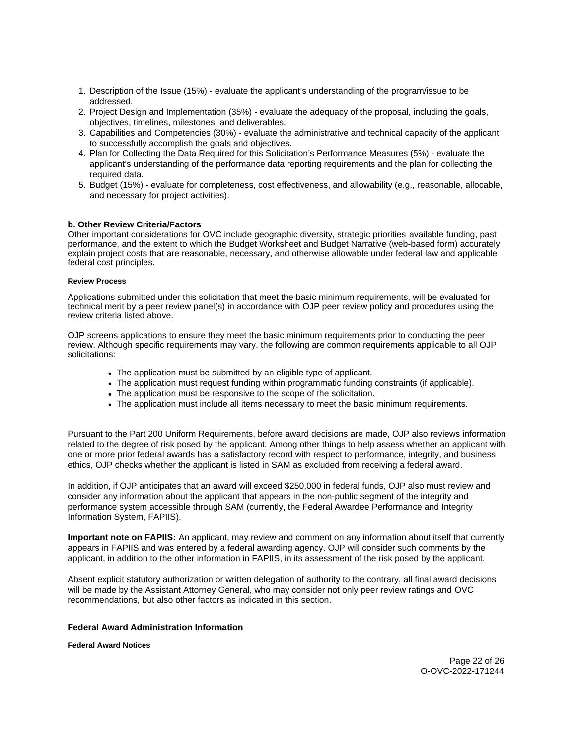1. Description of the Issue (15%) - evaluate the applicant's understanding of the program/issue to be addressed.
2. Project Design and Implementation (35%) - evaluate the adequacy of the proposal, including the goals, objectives, timelines, milestones, and deliverables.
3. Capabilities and Competencies (30%) - evaluate the administrative and technical capacity of the applicant to successfully accomplish the goals and objectives.
4. Plan for Collecting the Data Required for this Solicitation's Performance Measures (5%) - evaluate the applicant's understanding of the performance data reporting requirements and the plan for collecting the required data.
5. Budget (15%) - evaluate for completeness, cost effectiveness, and allowability (e.g., reasonable, allocable, and necessary for project activities).

**b. Other Review Criteria/Factors**

Other important considerations for OVC include geographic diversity, strategic priorities available funding, past performance, and the extent to which the Budget Worksheet and Budget Narrative (web-based form) accurately explain project costs that are reasonable, necessary, and otherwise allowable under federal law and applicable federal cost principles.

#### Review Process

Applications submitted under this solicitation that meet the basic minimum requirements, will be evaluated for technical merit by a peer review panel(s) in accordance with OJP peer review policy and procedures using the review criteria listed above.

OJP screens applications to ensure they meet the basic minimum requirements prior to conducting the peer review. Although specific requirements may vary, the following are common requirements applicable to all OJP solicitations:

- The application must be submitted by an eligible type of applicant.
- The application must request funding within programmatic funding constraints (if applicable).
- The application must be responsive to the scope of the solicitation.
- The application must include all items necessary to meet the basic minimum requirements.

Pursuant to the Part 200 Uniform Requirements, before award decisions are made, OJP also reviews information related to the degree of risk posed by the applicant. Among other things to help assess whether an applicant with one or more prior federal awards has a satisfactory record with respect to performance, integrity, and business ethics, OJP checks whether the applicant is listed in SAM as excluded from receiving a federal award.

In addition, if OJP anticipates that an award will exceed $250,000 in federal funds, OJP also must review and consider any information about the applicant that appears in the non-public segment of the integrity and performance system accessible through SAM (currently, the Federal Awardee Performance and Integrity Information System, FAPIIS).

**Important note on FAPIIS:** An applicant, may review and comment on any information about itself that currently appears in FAPIIS and was entered by a federal awarding agency. OJP will consider such comments by the applicant, in addition to the other information in FAPIIS, in its assessment of the risk posed by the applicant.

Absent explicit statutory authorization or written delegation of authority to the contrary, all final award decisions will be made by the Assistant Attorney General, who may consider not only peer review ratings and OVC recommendations, but also other factors as indicated in this section.

### Federal Award Administration Information

#### Federal Award Notices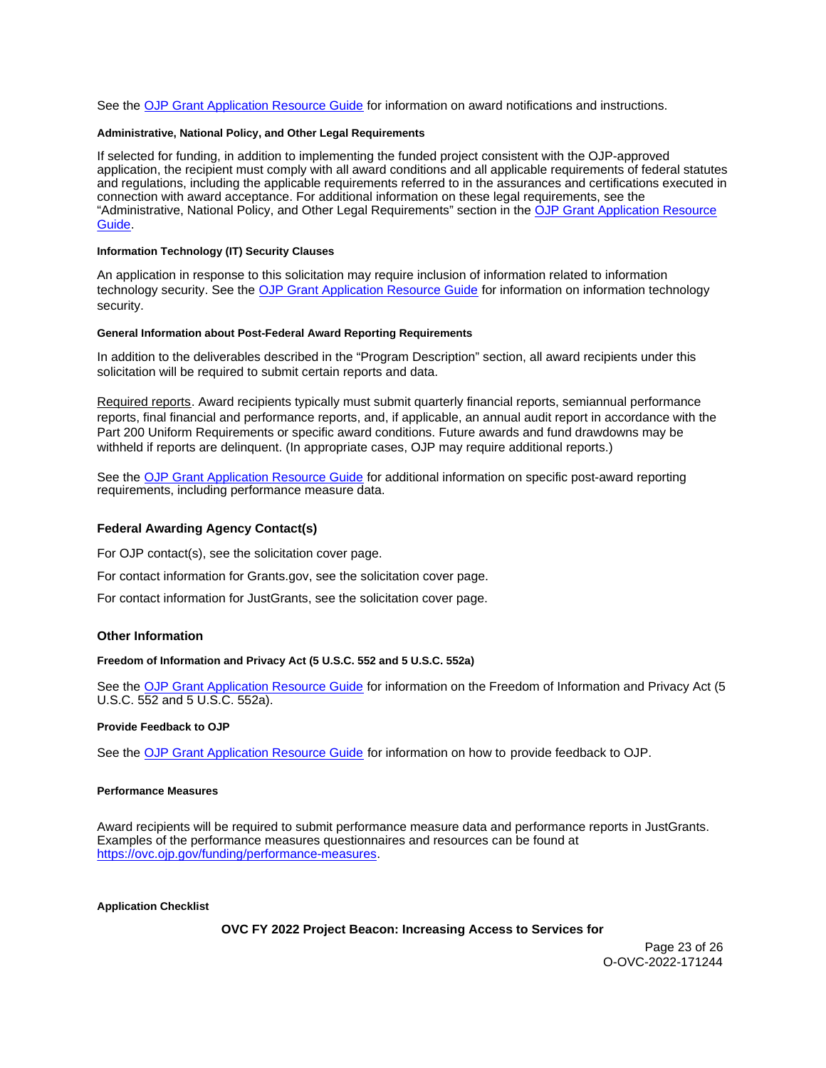See the OJP Grant Application Resource Guide for information on award notifications and instructions.

#### Administrative, National Policy, and Other Legal Requirements

If selected for funding, in addition to implementing the funded project consistent with the OJP-approved application, the recipient must comply with all award conditions and all applicable requirements of federal statutes and regulations, including the applicable requirements referred to in the assurances and certifications executed in connection with award acceptance. For additional information on these legal requirements, see the "Administrative, National Policy, and Other Legal Requirements" section in the OJP Grant Application Resource Guide.

#### Information Technology (IT) Security Clauses

An application in response to this solicitation may require inclusion of information related to information technology security. See the OJP Grant Application Resource Guide for information on information technology security.

#### General Information about Post-Federal Award Reporting Requirements

In addition to the deliverables described in the "Program Description" section, all award recipients under this solicitation will be required to submit certain reports and data.

Required reports. Award recipients typically must submit quarterly financial reports, semiannual performance reports, final financial and performance reports, and, if applicable, an annual audit report in accordance with the Part 200 Uniform Requirements or specific award conditions. Future awards and fund drawdowns may be withheld if reports are delinquent. (In appropriate cases, OJP may require additional reports.)

See the OJP Grant Application Resource Guide for additional information on specific post-award reporting requirements, including performance measure data.

### Federal Awarding Agency Contact(s)

For OJP contact(s), see the solicitation cover page.

For contact information for Grants.gov, see the solicitation cover page.

For contact information for JustGrants, see the solicitation cover page.

### Other Information

#### Freedom of Information and Privacy Act (5 U.S.C. 552 and 5 U.S.C. 552a)

See the OJP Grant Application Resource Guide for information on the Freedom of Information and Privacy Act (5 U.S.C. 552 and 5 U.S.C. 552a).

#### Provide Feedback to OJP

See the OJP Grant Application Resource Guide for information on how to provide feedback to OJP.

#### Performance Measures

Award recipients will be required to submit performance measure data and performance reports in JustGrants. Examples of the performance measures questionnaires and resources can be found at https://ovc.ojp.gov/funding/performance-measures.

#### Application Checklist

**OVC FY 2022 Project Beacon: Increasing Access to Services for**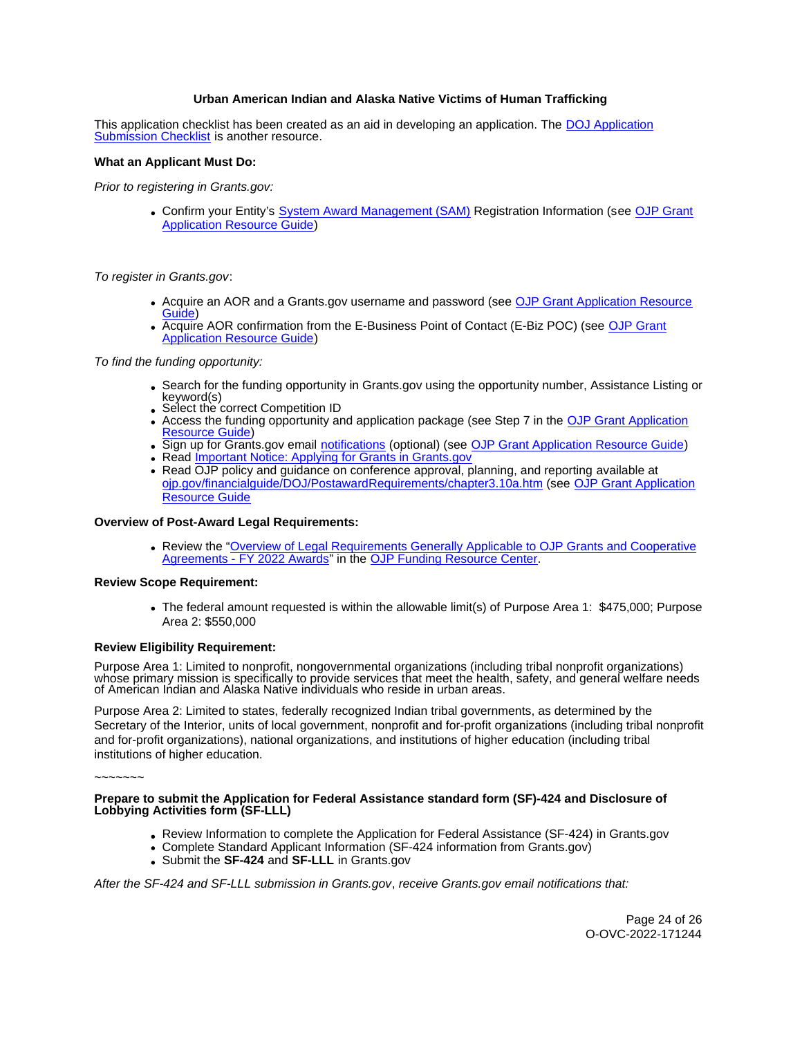**Urban American Indian and Alaska Native Victims of Human Trafficking**

This application checklist has been created as an aid in developing an application. The DOJ Application Submission Checklist is another resource.

**What an Applicant Must Do:**

*Prior to registering in Grants.gov:*

- Confirm your Entity's System Award Management (SAM) Registration Information (see OJP Grant Application Resource Guide)

*To register in Grants.gov*:

- Acquire an AOR and a Grants.gov username and password (see OJP Grant Application Resource Guide)
- Acquire AOR confirmation from the E-Business Point of Contact (E-Biz POC) (see OJP Grant Application Resource Guide)

*To find the funding opportunity:*

- Search for the funding opportunity in Grants.gov using the opportunity number, Assistance Listing or keyword(s)
- Select the correct Competition ID
- Access the funding opportunity and application package (see Step 7 in the OJP Grant Application Resource Guide)
- Sign up for Grants.gov email notifications (optional) (see OJP Grant Application Resource Guide)
- Read Important Notice: Applying for Grants in Grants.gov
- Read OJP policy and guidance on conference approval, planning, and reporting available at ojp.gov/financialguide/DOJ/PostawardRequirements/chapter3.10a.htm (see OJP Grant Application Resource Guide

**Overview of Post-Award Legal Requirements:**

- Review the "Overview of Legal Requirements Generally Applicable to OJP Grants and Cooperative Agreements - FY 2022 Awards" in the OJP Funding Resource Center.

**Review Scope Requirement:**

- The federal amount requested is within the allowable limit(s) of Purpose Area 1: $475,000; Purpose Area 2: $550,000

**Review Eligibility Requirement:**

Purpose Area 1: Limited to nonprofit, nongovernmental organizations (including tribal nonprofit organizations) whose primary mission is specifically to provide services that meet the health, safety, and general welfare needs of American Indian and Alaska Native individuals who reside in urban areas.

Purpose Area 2: Limited to states, federally recognized Indian tribal governments, as determined by the Secretary of the Interior, units of local government, nonprofit and for-profit organizations (including tribal nonprofit and for-profit organizations), national organizations, and institutions of higher education (including tribal institutions of higher education.

~~~~~~~

**Prepare to submit the Application for Federal Assistance standard form (SF)-424 and Disclosure of Lobbying Activities form (SF-LLL)**

- Review Information to complete the Application for Federal Assistance (SF-424) in Grants.gov
- Complete Standard Applicant Information (SF-424 information from Grants.gov)
- Submit the **SF-424** and **SF-LLL** in Grants.gov

*After the SF-424 and SF-LLL submission in Grants.gov*, *receive Grants.gov email notifications that:*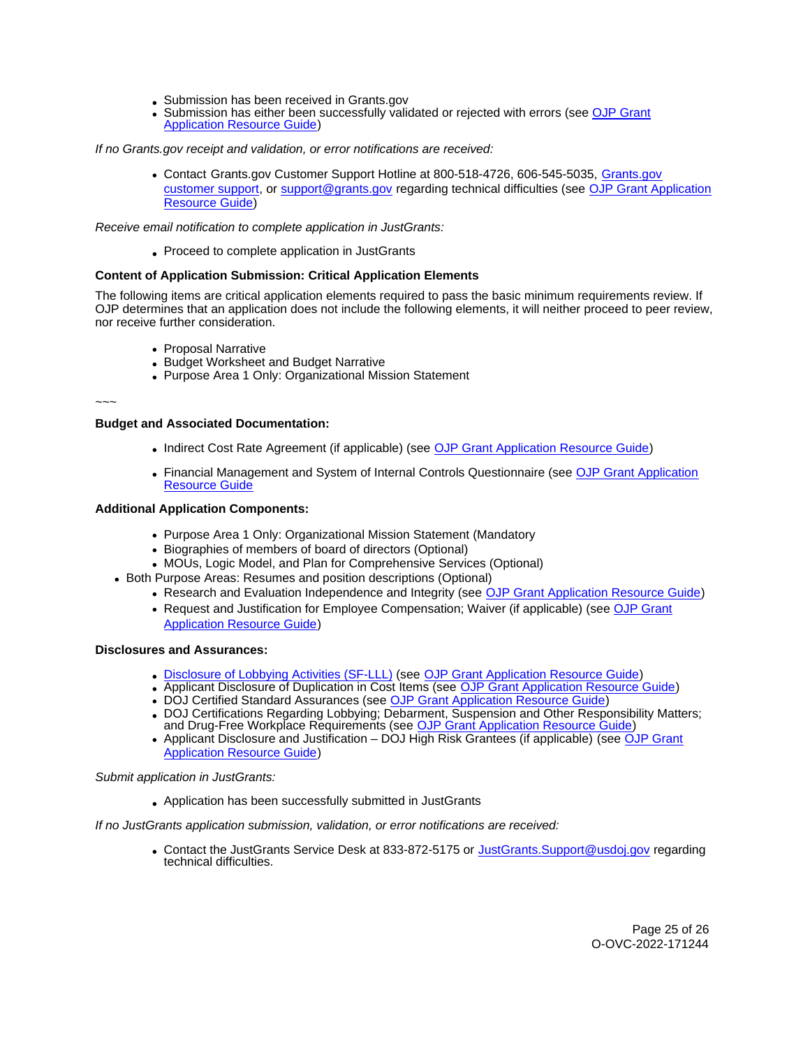- Submission has been received in Grants.gov
- Submission has either been successfully validated or rejected with errors (see OJP Grant Application Resource Guide)

*If no Grants.gov receipt and validation, or error notifications are received:*

- Contact Grants.gov Customer Support Hotline at 800-518-4726, 606-545-5035, Grants.gov customer support, or support@grants.gov regarding technical difficulties (see OJP Grant Application Resource Guide)

*Receive email notification to complete application in JustGrants:*

- Proceed to complete application in JustGrants

**Content of Application Submission: Critical Application Elements**

The following items are critical application elements required to pass the basic minimum requirements review. If OJP determines that an application does not include the following elements, it will neither proceed to peer review, nor receive further consideration.

- Proposal Narrative
- Budget Worksheet and Budget Narrative
- Purpose Area 1 Only: Organizational Mission Statement

~~~

**Budget and Associated Documentation:**

- Indirect Cost Rate Agreement (if applicable) (see OJP Grant Application Resource Guide)
- Financial Management and System of Internal Controls Questionnaire (see OJP Grant Application Resource Guide

**Additional Application Components:**

- Purpose Area 1 Only: Organizational Mission Statement (Mandatory
- Biographies of members of board of directors (Optional)
- MOUs, Logic Model, and Plan for Comprehensive Services (Optional)
- Both Purpose Areas: Resumes and position descriptions (Optional)
  - Research and Evaluation Independence and Integrity (see OJP Grant Application Resource Guide)
  - Request and Justification for Employee Compensation; Waiver (if applicable) (see OJP Grant Application Resource Guide)

**Disclosures and Assurances:**

- Disclosure of Lobbying Activities (SF-LLL) (see OJP Grant Application Resource Guide)
- Applicant Disclosure of Duplication in Cost Items (see OJP Grant Application Resource Guide)
- DOJ Certified Standard Assurances (see OJP Grant Application Resource Guide)
- DOJ Certifications Regarding Lobbying; Debarment, Suspension and Other Responsibility Matters; and Drug-Free Workplace Requirements (see OJP Grant Application Resource Guide)
- Applicant Disclosure and Justification – DOJ High Risk Grantees (if applicable) (see OJP Grant Application Resource Guide)

*Submit application in JustGrants:*

- Application has been successfully submitted in JustGrants

*If no JustGrants application submission, validation, or error notifications are received:*

- Contact the JustGrants Service Desk at 833-872-5175 or JustGrants.Support@usdoj.gov regarding technical difficulties.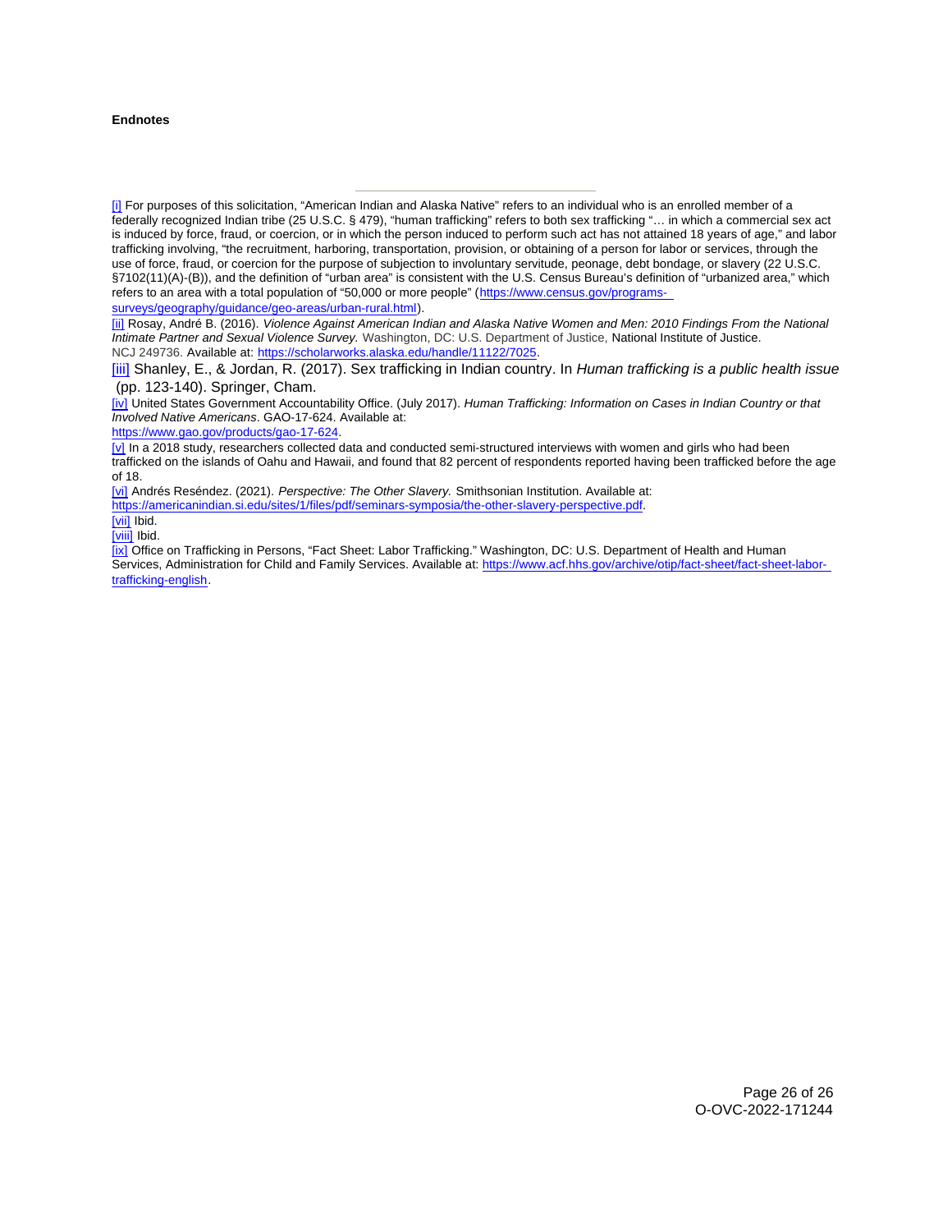**Endnotes**

---

[i] For purposes of this solicitation, "American Indian and Alaska Native" refers to an individual who is an enrolled member of a federally recognized Indian tribe (25 U.S.C. § 479), "human trafficking" refers to both sex trafficking "… in which a commercial sex act is induced by force, fraud, or coercion, or in which the person induced to perform such act has not attained 18 years of age," and labor trafficking involving, "the recruitment, harboring, transportation, provision, or obtaining of a person for labor or services, through the use of force, fraud, or coercion for the purpose of subjection to involuntary servitude, peonage, debt bondage, or slavery (22 U.S.C. §7102(11)(A)-(B)), and the definition of "urban area" is consistent with the U.S. Census Bureau's definition of "urbanized area," which refers to an area with a total population of "50,000 or more people" (https://www.census.gov/programs-surveys/geography/guidance/geo-areas/urban-rural.html).

[ii] Rosay, André B. (2016). *Violence Against American Indian and Alaska Native Women and Men: 2010 Findings From the National Intimate Partner and Sexual Violence Survey.* Washington, DC: U.S. Department of Justice, National Institute of Justice. NCJ 249736. Available at: https://scholarworks.alaska.edu/handle/11122/7025.

[iii] Shanley, E., & Jordan, R. (2017). Sex trafficking in Indian country. In *Human trafficking is a public health issue* (pp. 123-140). Springer, Cham.

[iv] United States Government Accountability Office. (July 2017). *Human Trafficking: Information on Cases in Indian Country or that Involved Native Americans*. GAO-17-624. Available at: https://www.gao.gov/products/gao-17-624.

[v] In a 2018 study, researchers collected data and conducted semi-structured interviews with women and girls who had been trafficked on the islands of Oahu and Hawaii, and found that 82 percent of respondents reported having been trafficked before the age of 18.

[vi] Andrés Reséndez. (2021). *Perspective: The Other Slavery.* Smithsonian Institution. Available at: https://americanindian.si.edu/sites/1/files/pdf/seminars-symposia/the-other-slavery-perspective.pdf.

[vii] Ibid.

[viii] Ibid.

[ix] Office on Trafficking in Persons, "Fact Sheet: Labor Trafficking." Washington, DC: U.S. Department of Health and Human Services, Administration for Child and Family Services. Available at: https://www.acf.hhs.gov/archive/otip/fact-sheet/fact-sheet-labor-trafficking-english.